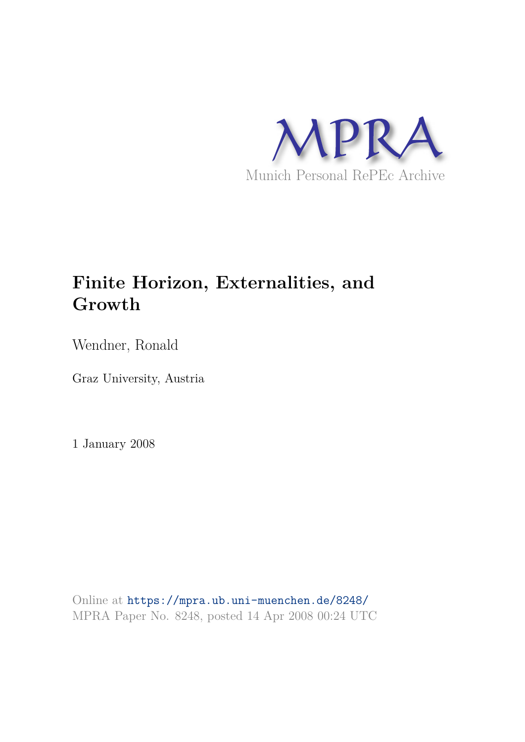MPRA

Munich Personal RePEc Archive

# Finite Horizon, Externalities, and Growth

Wendner, Ronald

Graz University, Austria

1 January 2008

Online at https://mpra.ub.uni-muenchen.de/8248/
MPRA Paper No. 8248, posted 14 Apr 2008 00:24 UTC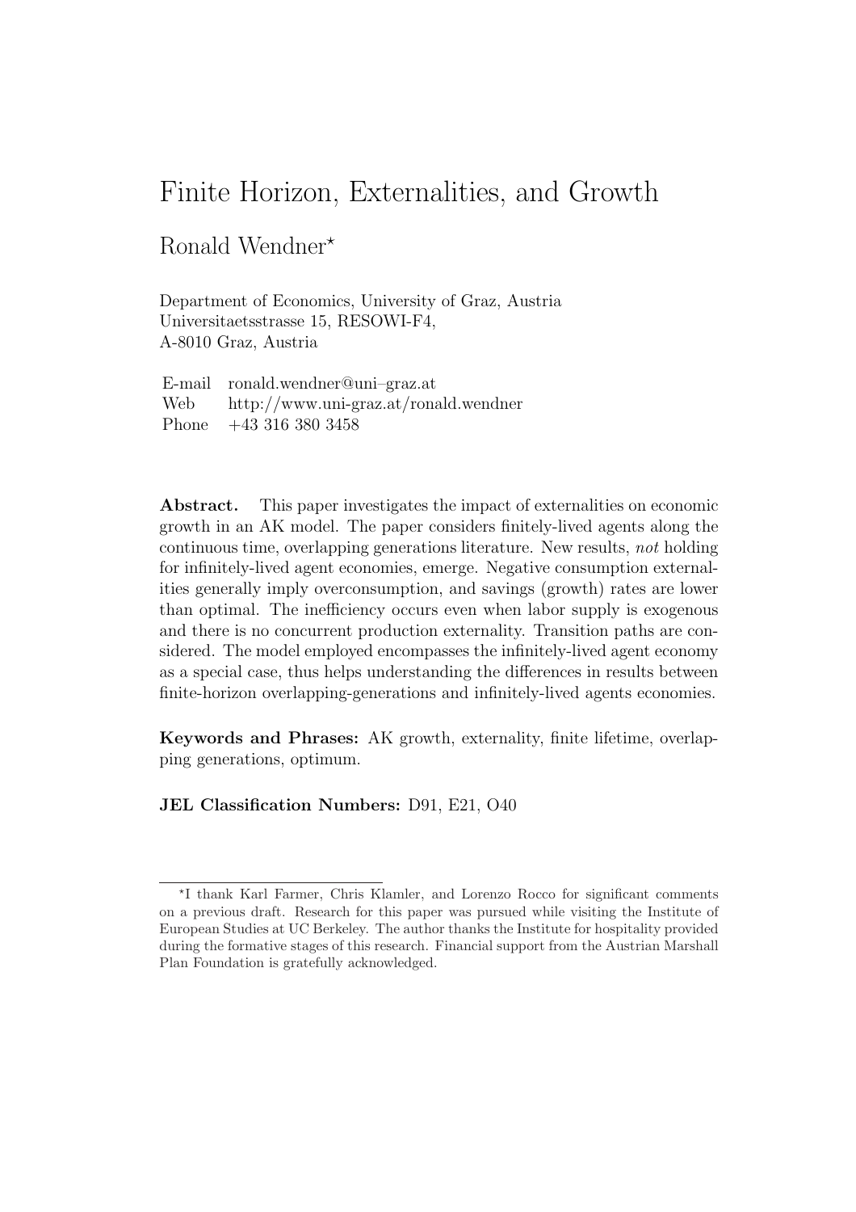# Finite Horizon, Externalities, and Growth

Ronald Wendner*

Department of Economics, University of Graz, Austria
Universitaetsstrasse 15, RESOWI-F4,
A-8010 Graz, Austria

E-mail ronald.wendner@uni–graz.at
Web http://www.uni-graz.at/ronald.wendner
Phone +43 316 380 3458

**Abstract.** This paper investigates the impact of externalities on economic growth in an AK model. The paper considers finitely-lived agents along the continuous time, overlapping generations literature. New results, *not* holding for infinitely-lived agent economies, emerge. Negative consumption externalities generally imply overconsumption, and savings (growth) rates are lower than optimal. The inefficiency occurs even when labor supply is exogenous and there is no concurrent production externality. Transition paths are considered. The model employed encompasses the infinitely-lived agent economy as a special case, thus helps understanding the differences in results between finite-horizon overlapping-generations and infinitely-lived agents economies.

**Keywords and Phrases:** AK growth, externality, finite lifetime, overlapping generations, optimum.

**JEL Classification Numbers:** D91, E21, O40

---

*I thank Karl Farmer, Chris Klamler, and Lorenzo Rocco for significant comments on a previous draft. Research for this paper was pursued while visiting the Institute of European Studies at UC Berkeley. The author thanks the Institute for hospitality provided during the formative stages of this research. Financial support from the Austrian Marshall Plan Foundation is gratefully acknowledged.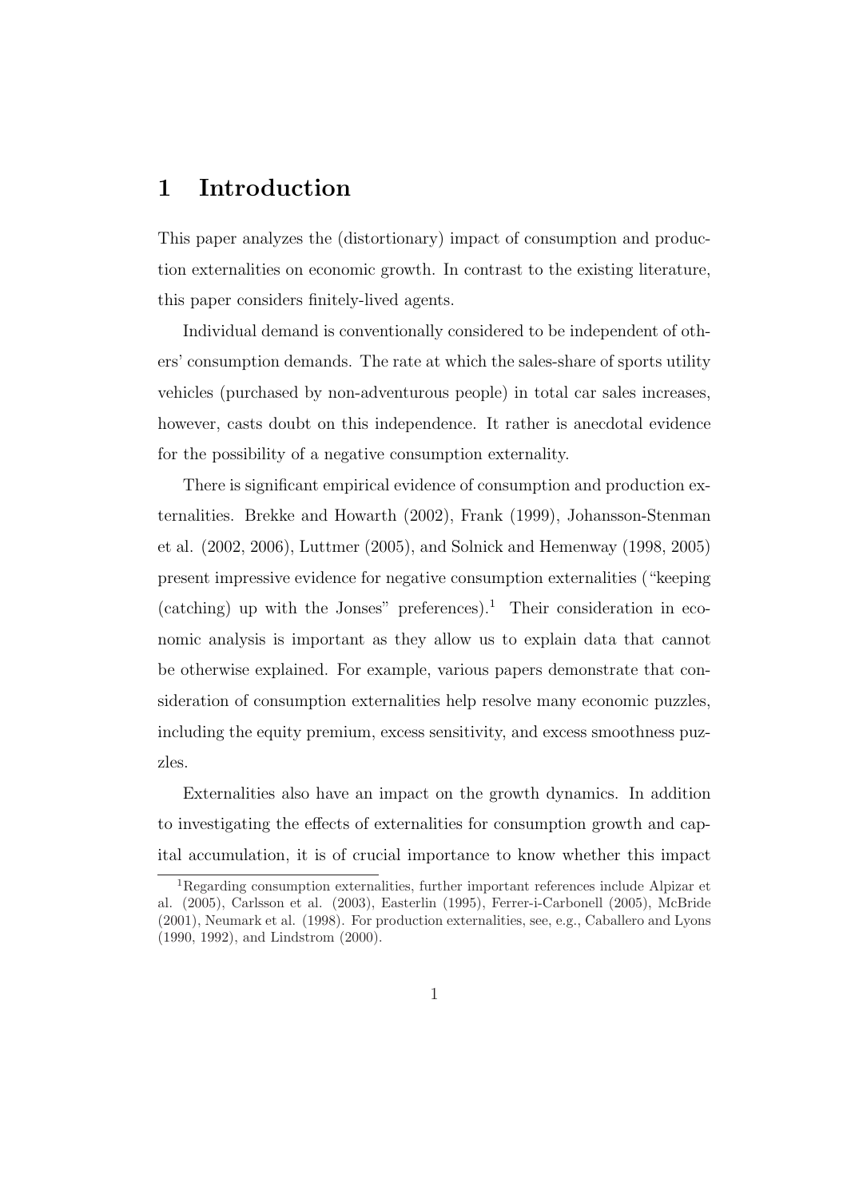# 1 Introduction

This paper analyzes the (distortionary) impact of consumption and production externalities on economic growth. In contrast to the existing literature, this paper considers finitely-lived agents.

Individual demand is conventionally considered to be independent of others' consumption demands. The rate at which the sales-share of sports utility vehicles (purchased by non-adventurous people) in total car sales increases, however, casts doubt on this independence. It rather is anecdotal evidence for the possibility of a negative consumption externality.

There is significant empirical evidence of consumption and production externalities. Brekke and Howarth (2002), Frank (1999), Johansson-Stenman et al. (2002, 2006), Luttmer (2005), and Solnick and Hemenway (1998, 2005) present impressive evidence for negative consumption externalities ("keeping (catching) up with the Jonses" preferences).[1] Their consideration in economic analysis is important as they allow us to explain data that cannot be otherwise explained. For example, various papers demonstrate that consideration of consumption externalities help resolve many economic puzzles, including the equity premium, excess sensitivity, and excess smoothness puzzles.

Externalities also have an impact on the growth dynamics. In addition to investigating the effects of externalities for consumption growth and capital accumulation, it is of crucial importance to know whether this impact

[1]Regarding consumption externalities, further important references include Alpizar et al. (2005), Carlsson et al. (2003), Easterlin (1995), Ferrer-i-Carbonell (2005), McBride (2001), Neumark et al. (1998). For production externalities, see, e.g., Caballero and Lyons (1990, 1992), and Lindstrom (2000).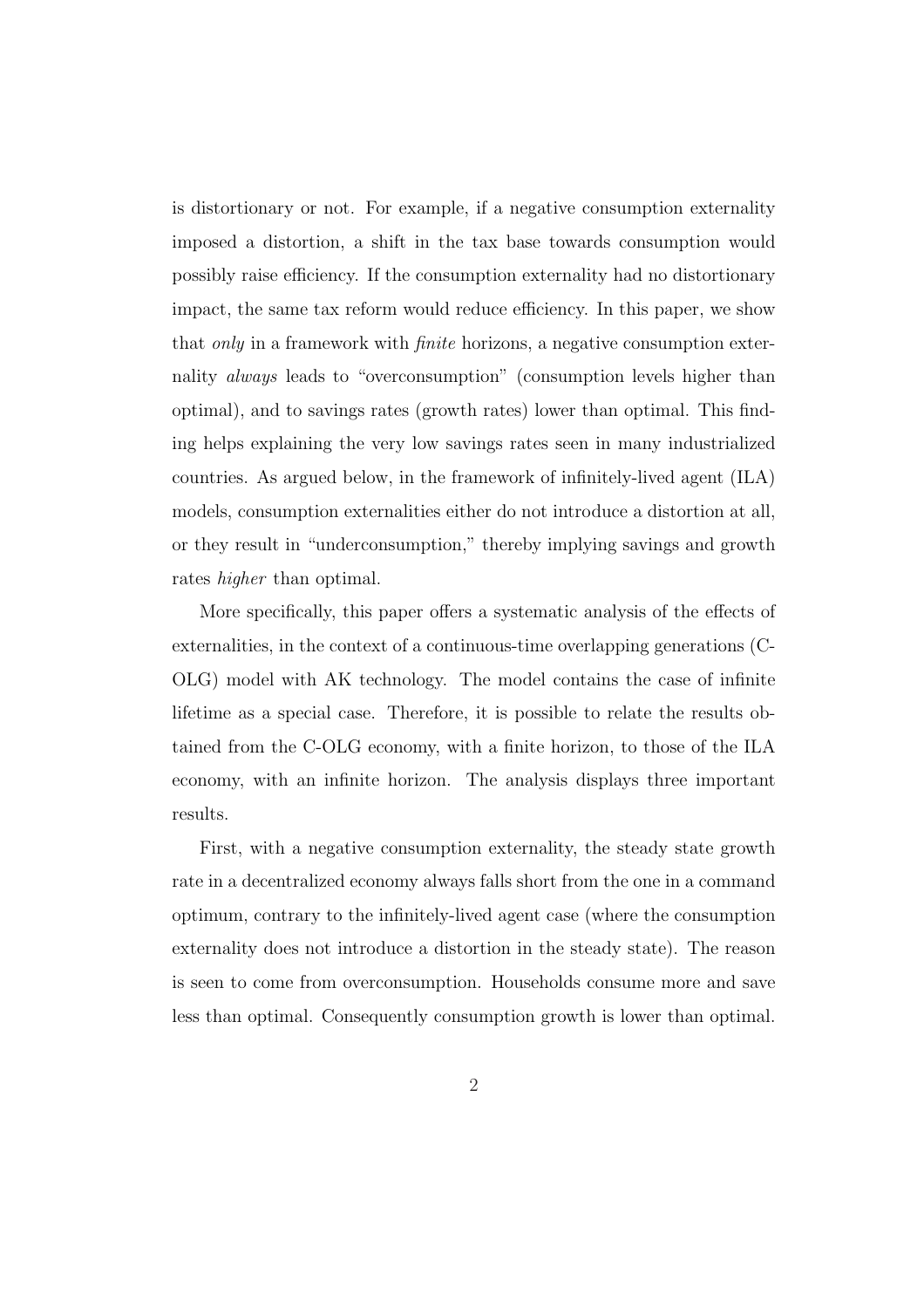is distortionary or not. For example, if a negative consumption externality imposed a distortion, a shift in the tax base towards consumption would possibly raise efficiency. If the consumption externality had no distortionary impact, the same tax reform would reduce efficiency. In this paper, we show that *only* in a framework with *finite* horizons, a negative consumption externality *always* leads to "overconsumption" (consumption levels higher than optimal), and to savings rates (growth rates) lower than optimal. This finding helps explaining the very low savings rates seen in many industrialized countries. As argued below, in the framework of infinitely-lived agent (ILA) models, consumption externalities either do not introduce a distortion at all, or they result in "underconsumption," thereby implying savings and growth rates *higher* than optimal.

More specifically, this paper offers a systematic analysis of the effects of externalities, in the context of a continuous-time overlapping generations (C-OLG) model with AK technology. The model contains the case of infinite lifetime as a special case. Therefore, it is possible to relate the results obtained from the C-OLG economy, with a finite horizon, to those of the ILA economy, with an infinite horizon. The analysis displays three important results.

First, with a negative consumption externality, the steady state growth rate in a decentralized economy always falls short from the one in a command optimum, contrary to the infinitely-lived agent case (where the consumption externality does not introduce a distortion in the steady state). The reason is seen to come from overconsumption. Households consume more and save less than optimal. Consequently consumption growth is lower than optimal.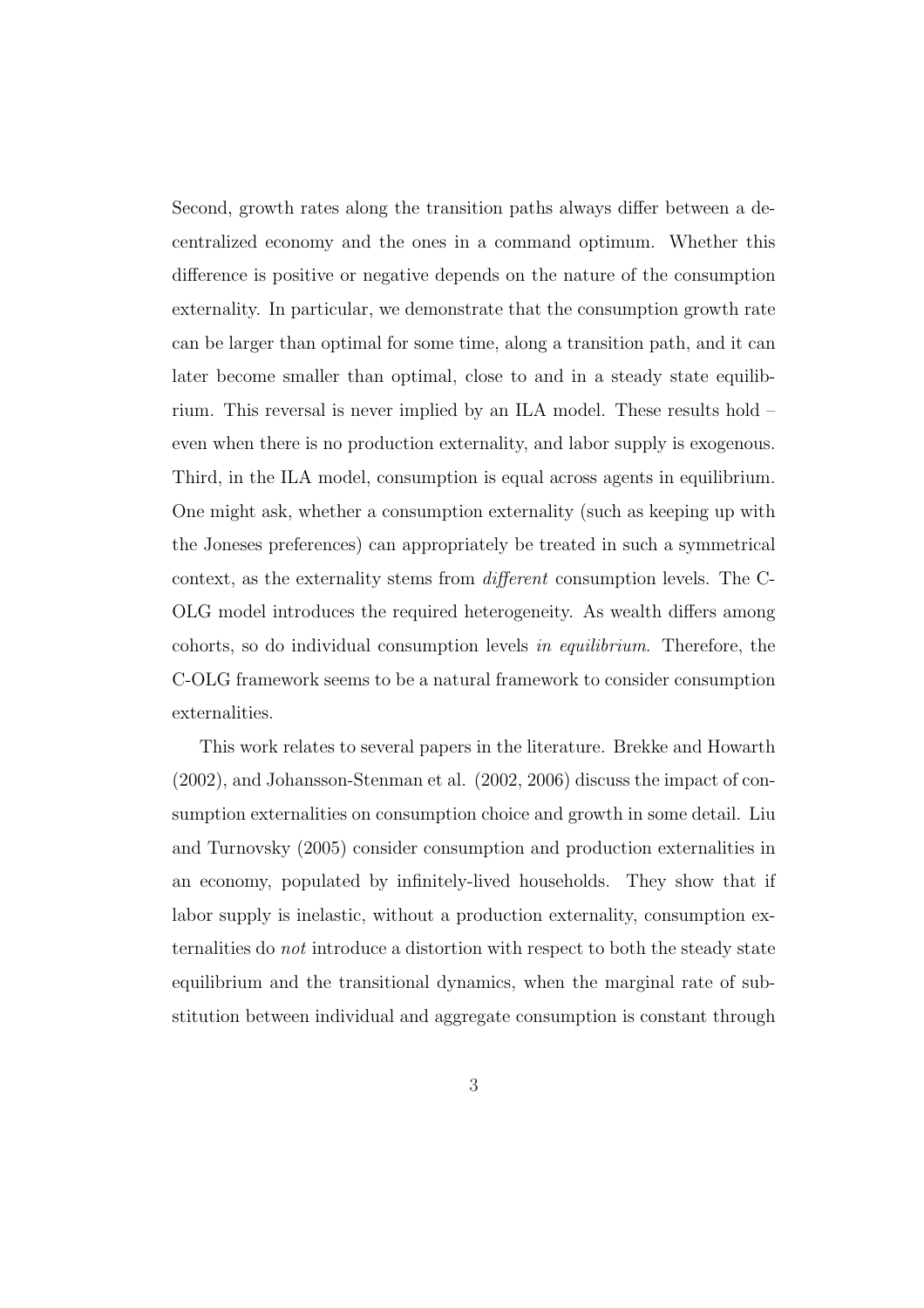Second, growth rates along the transition paths always differ between a decentralized economy and the ones in a command optimum. Whether this difference is positive or negative depends on the nature of the consumption externality. In particular, we demonstrate that the consumption growth rate can be larger than optimal for some time, along a transition path, and it can later become smaller than optimal, close to and in a steady state equilibrium. This reversal is never implied by an ILA model. These results hold – even when there is no production externality, and labor supply is exogenous. Third, in the ILA model, consumption is equal across agents in equilibrium. One might ask, whether a consumption externality (such as keeping up with the Joneses preferences) can appropriately be treated in such a symmetrical context, as the externality stems from *different* consumption levels. The C-OLG model introduces the required heterogeneity. As wealth differs among cohorts, so do individual consumption levels *in equilibrium*. Therefore, the C-OLG framework seems to be a natural framework to consider consumption externalities.

This work relates to several papers in the literature. Brekke and Howarth (2002), and Johansson-Stenman et al. (2002, 2006) discuss the impact of consumption externalities on consumption choice and growth in some detail. Liu and Turnovsky (2005) consider consumption and production externalities in an economy, populated by infinitely-lived households. They show that if labor supply is inelastic, without a production externality, consumption externalities do *not* introduce a distortion with respect to both the steady state equilibrium and the transitional dynamics, when the marginal rate of substitution between individual and aggregate consumption is constant through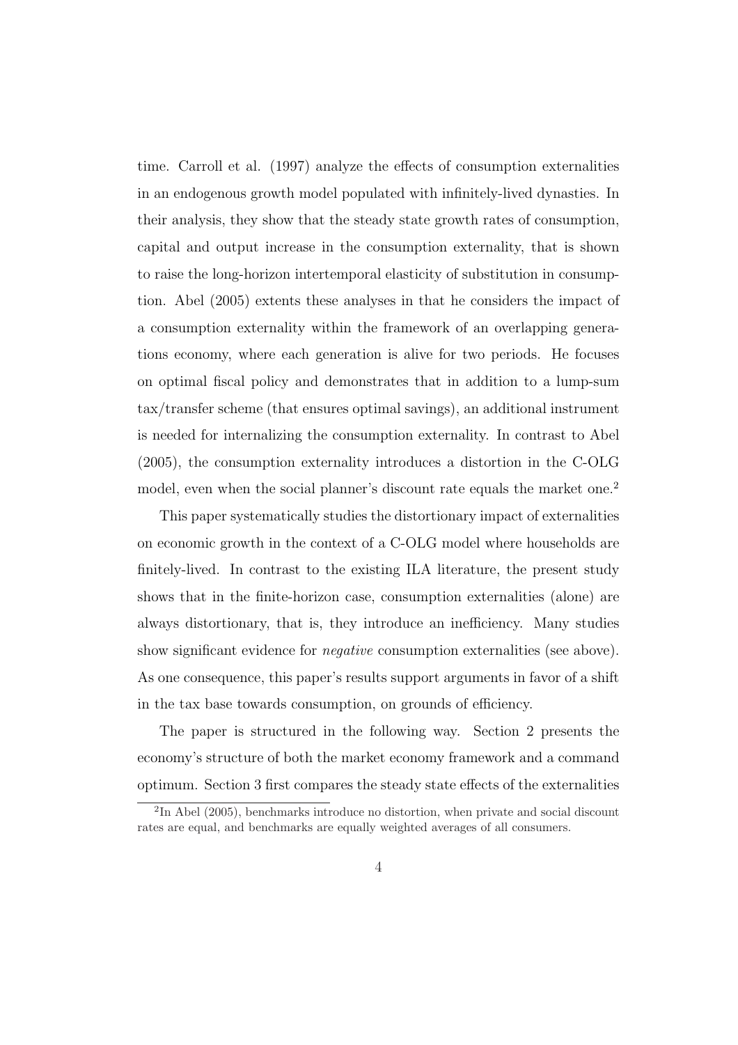time. Carroll et al. (1997) analyze the effects of consumption externalities in an endogenous growth model populated with infinitely-lived dynasties. In their analysis, they show that the steady state growth rates of consumption, capital and output increase in the consumption externality, that is shown to raise the long-horizon intertemporal elasticity of substitution in consumption. Abel (2005) extents these analyses in that he considers the impact of a consumption externality within the framework of an overlapping generations economy, where each generation is alive for two periods. He focuses on optimal fiscal policy and demonstrates that in addition to a lump-sum tax/transfer scheme (that ensures optimal savings), an additional instrument is needed for internalizing the consumption externality. In contrast to Abel (2005), the consumption externality introduces a distortion in the C-OLG model, even when the social planner's discount rate equals the market one.[2]

This paper systematically studies the distortionary impact of externalities on economic growth in the context of a C-OLG model where households are finitely-lived. In contrast to the existing ILA literature, the present study shows that in the finite-horizon case, consumption externalities (alone) are always distortionary, that is, they introduce an inefficiency. Many studies show significant evidence for *negative* consumption externalities (see above). As one consequence, this paper's results support arguments in favor of a shift in the tax base towards consumption, on grounds of efficiency.

The paper is structured in the following way. Section 2 presents the economy's structure of both the market economy framework and a command optimum. Section 3 first compares the steady state effects of the externalities

[2] In Abel (2005), benchmarks introduce no distortion, when private and social discount rates are equal, and benchmarks are equally weighted averages of all consumers.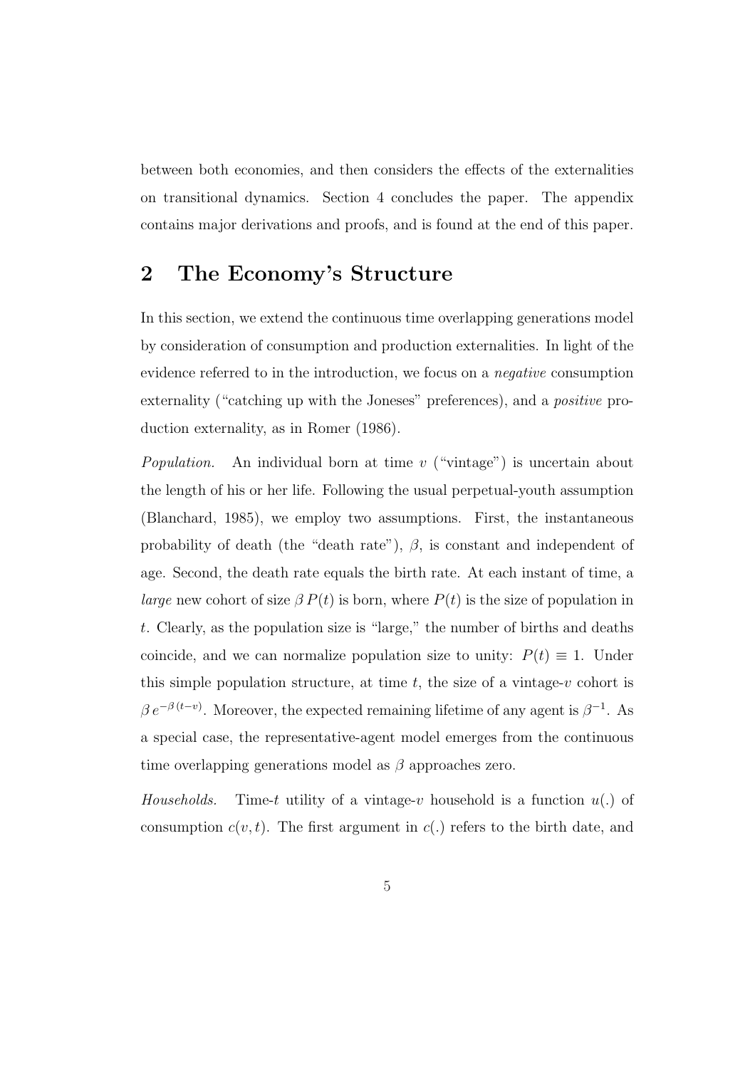between both economies, and then considers the effects of the externalities on transitional dynamics. Section 4 concludes the paper. The appendix contains major derivations and proofs, and is found at the end of this paper.

## 2 The Economy's Structure

In this section, we extend the continuous time overlapping generations model by consideration of consumption and production externalities. In light of the evidence referred to in the introduction, we focus on a *negative* consumption externality ("catching up with the Joneses" preferences), and a *positive* production externality, as in Romer (1986).

*Population.* An individual born at time $v$ ("vintage") is uncertain about the length of his or her life. Following the usual perpetual-youth assumption (Blanchard, 1985), we employ two assumptions. First, the instantaneous probability of death (the "death rate"), $\beta$, is constant and independent of age. Second, the death rate equals the birth rate. At each instant of time, a *large* new cohort of size $\beta\, P(t)$ is born, where $P(t)$ is the size of population in $t$. Clearly, as the population size is "large," the number of births and deaths coincide, and we can normalize population size to unity: $P(t) \equiv 1$. Under this simple population structure, at time $t$, the size of a vintage-$v$ cohort is $\beta\, e^{-\beta\,(t-v)}$. Moreover, the expected remaining lifetime of any agent is $\beta^{-1}$. As a special case, the representative-agent model emerges from the continuous time overlapping generations model as $\beta$ approaches zero.

*Households.* Time-$t$ utility of a vintage-$v$ household is a function $u(.)$ of consumption $c(v,t)$. The first argument in $c(.)$ refers to the birth date, and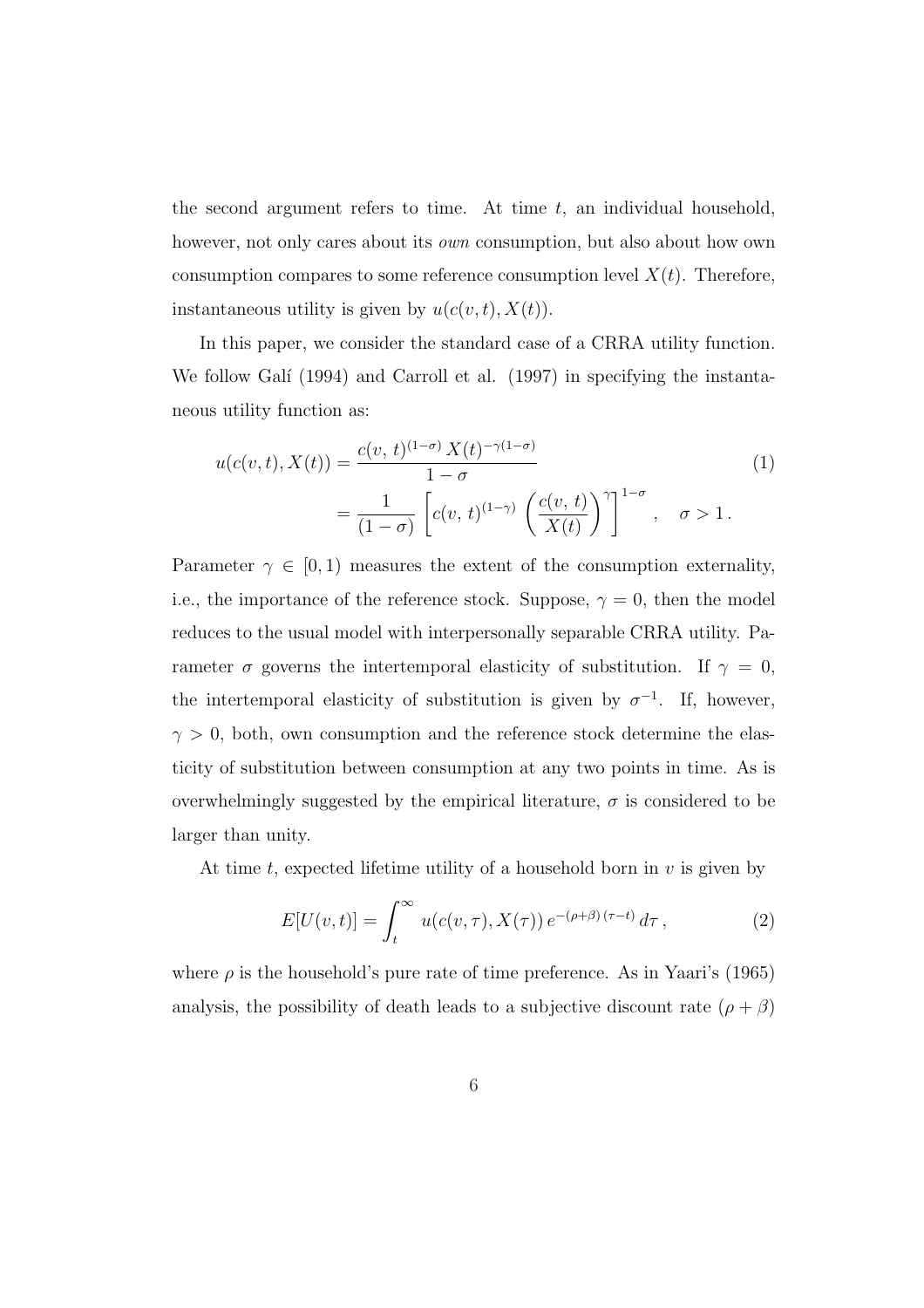the second argument refers to time. At time $t$, an individual household, however, not only cares about its *own* consumption, but also about how own consumption compares to some reference consumption level $X(t)$. Therefore, instantaneous utility is given by $u(c(v,t), X(t))$.

In this paper, we consider the standard case of a CRRA utility function. We follow Galí (1994) and Carroll et al. (1997) in specifying the instantaneous utility function as:

$$
\begin{aligned}
u(c(v,t), X(t)) &= \frac{c(v,\,t)^{(1-\sigma)}\,X(t)^{-\gamma(1-\sigma)}}{1-\sigma} \\
&= \frac{1}{(1-\sigma)}\left[c(v,\,t)^{(1-\gamma)}\,\left(\frac{c(v,\,t)}{X(t)}\right)^{\gamma}\right]^{1-\sigma}, \quad \sigma > 1\,.
\end{aligned}
\tag{1}
$$

Parameter $\gamma \in [0,1)$ measures the extent of the consumption externality, i.e., the importance of the reference stock. Suppose, $\gamma = 0$, then the model reduces to the usual model with interpersonally separable CRRA utility. Parameter $\sigma$ governs the intertemporal elasticity of substitution. If $\gamma = 0$, the intertemporal elasticity of substitution is given by $\sigma^{-1}$. If, however, $\gamma > 0$, both, own consumption and the reference stock determine the elasticity of substitution between consumption at any two points in time. As is overwhelmingly suggested by the empirical literature, $\sigma$ is considered to be larger than unity.

At time $t$, expected lifetime utility of a household born in $v$ is given by

$$
E[U(v,t)] = \int_t^{\infty} u(c(v,\tau), X(\tau))\, e^{-(\rho+\beta)\,(\tau-t)}\, d\tau\,, \tag{2}
$$

where $\rho$ is the household's pure rate of time preference. As in Yaari's (1965) analysis, the possibility of death leads to a subjective discount rate $(\rho + \beta)$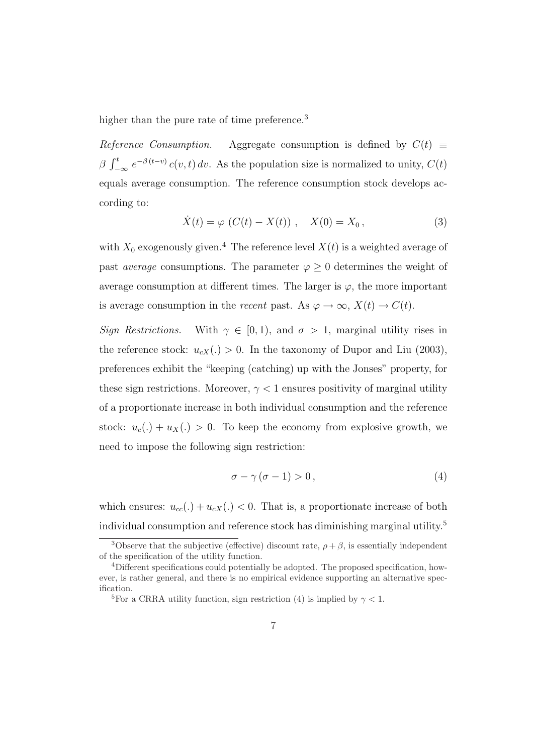higher than the pure rate of time preference.[3]

*Reference Consumption.* Aggregate consumption is defined by $C(t) \equiv \beta \int_{-\infty}^{t} e^{-\beta(t-v)} c(v,t)\, dv$. As the population size is normalized to unity, $C(t)$ equals average consumption. The reference consumption stock develops according to:

$$\dot{X}(t) = \varphi \left( C(t) - X(t) \right), \quad X(0) = X_0, \tag{3}$$

with $X_0$ exogenously given.[4] The reference level $X(t)$ is a weighted average of past *average* consumptions. The parameter $\varphi \geq 0$ determines the weight of average consumption at different times. The larger is $\varphi$, the more important is average consumption in the *recent* past. As $\varphi \to \infty$, $X(t) \to C(t)$.

*Sign Restrictions.* With $\gamma \in [0,1)$, and $\sigma > 1$, marginal utility rises in the reference stock: $u_{cX}(.) > 0$. In the taxonomy of Dupor and Liu (2003), preferences exhibit the "keeping (catching) up with the Jonses" property, for these sign restrictions. Moreover, $\gamma < 1$ ensures positivity of marginal utility of a proportionate increase in both individual consumption and the reference stock: $u_c(.) + u_X(.) > 0$. To keep the economy from explosive growth, we need to impose the following sign restriction:

$$\sigma - \gamma(\sigma - 1) > 0, \tag{4}$$

which ensures: $u_{cc}(.) + u_{cX}(.) < 0$. That is, a proportionate increase of both individual consumption and reference stock has diminishing marginal utility.[5]

---

[3] Observe that the subjective (effective) discount rate, $\rho + \beta$, is essentially independent of the specification of the utility function.

[4] Different specifications could potentially be adopted. The proposed specification, however, is rather general, and there is no empirical evidence supporting an alternative specification.

[5] For a CRRA utility function, sign restriction (4) is implied by $\gamma < 1$.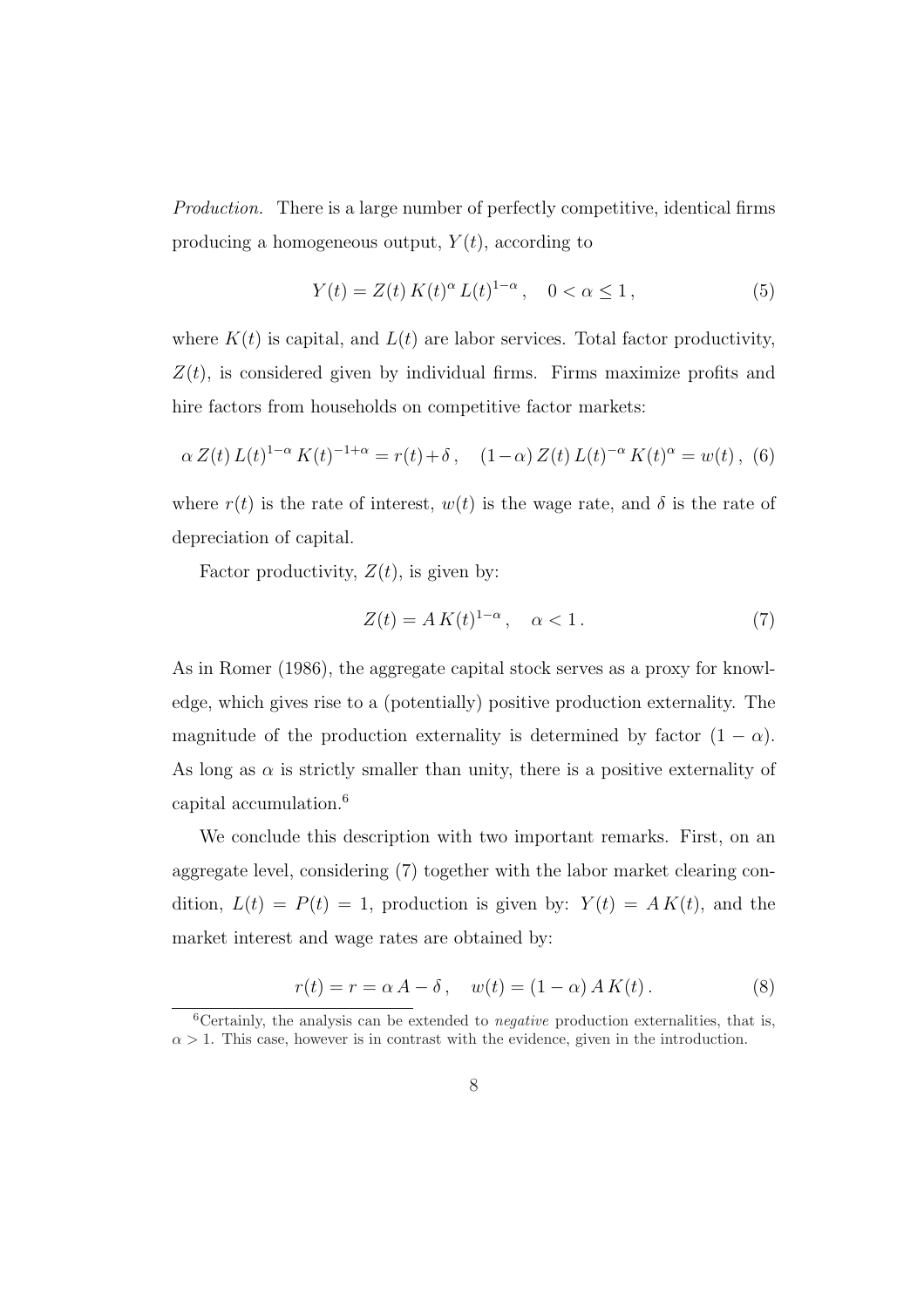*Production.* There is a large number of perfectly competitive, identical firms producing a homogeneous output, $Y(t)$, according to

$$Y(t) = Z(t)\, K(t)^{\alpha}\, L(t)^{1-\alpha}\,, \quad 0 < \alpha \leq 1\,, \tag{5}$$

where $K(t)$ is capital, and $L(t)$ are labor services. Total factor productivity, $Z(t)$, is considered given by individual firms. Firms maximize profits and hire factors from households on competitive factor markets:

$$\alpha\, Z(t)\, L(t)^{1-\alpha}\, K(t)^{-1+\alpha} = r(t) + \delta\,, \quad (1-\alpha)\, Z(t)\, L(t)^{-\alpha}\, K(t)^{\alpha} = w(t)\,, \tag{6}$$

where $r(t)$ is the rate of interest, $w(t)$ is the wage rate, and $\delta$ is the rate of depreciation of capital.

Factor productivity, $Z(t)$, is given by:

$$Z(t) = A\, K(t)^{1-\alpha}\,, \quad \alpha < 1\,. \tag{7}$$

As in Romer (1986), the aggregate capital stock serves as a proxy for knowledge, which gives rise to a (potentially) positive production externality. The magnitude of the production externality is determined by factor $(1-\alpha)$. As long as $\alpha$ is strictly smaller than unity, there is a positive externality of capital accumulation.[6]

We conclude this description with two important remarks. First, on an aggregate level, considering (7) together with the labor market clearing condition, $L(t) = P(t) = 1$, production is given by: $Y(t) = A\, K(t)$, and the market interest and wage rates are obtained by:

$$r(t) = r = \alpha\, A - \delta\,, \quad w(t) = (1-\alpha)\, A\, K(t)\,. \tag{8}$$

[6] Certainly, the analysis can be extended to *negative* production externalities, that is, $\alpha > 1$. This case, however is in contrast with the evidence, given in the introduction.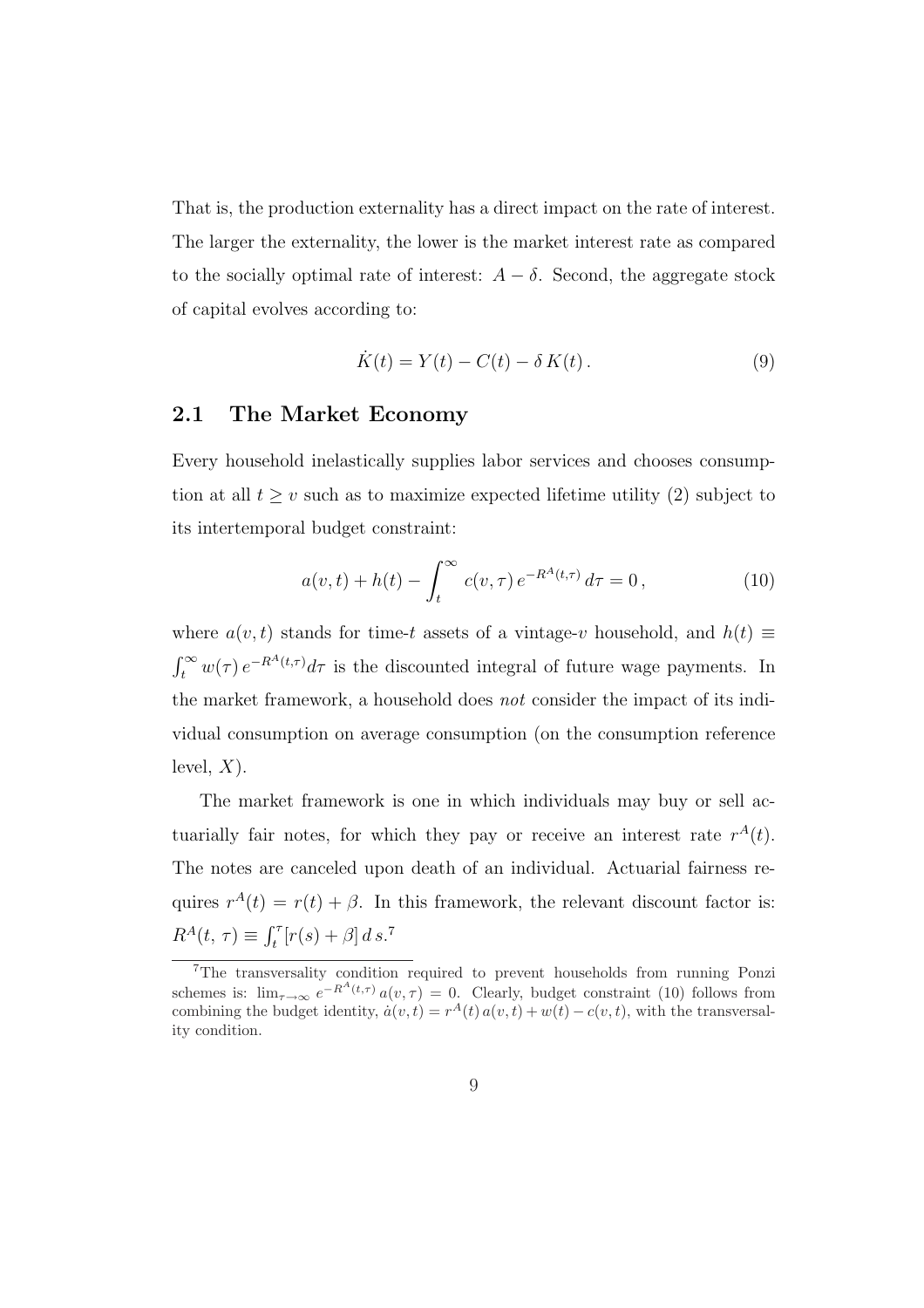That is, the production externality has a direct impact on the rate of interest. The larger the externality, the lower is the market interest rate as compared to the socially optimal rate of interest: $A - \delta$. Second, the aggregate stock of capital evolves according to:

$$\dot{K}(t) = Y(t) - C(t) - \delta\, K(t)\,. \tag{9}$$

## 2.1 The Market Economy

Every household inelastically supplies labor services and chooses consumption at all $t \geq v$ such as to maximize expected lifetime utility (2) subject to its intertemporal budget constraint:

$$a(v,t) + h(t) - \int_t^\infty c(v,\tau)\, e^{-R^A(t,\tau)}\, d\tau = 0\,, \tag{10}$$

where $a(v,t)$ stands for time-$t$ assets of a vintage-$v$ household, and $h(t) \equiv \int_t^\infty w(\tau)\, e^{-R^A(t,\tau)} d\tau$ is the discounted integral of future wage payments. In the market framework, a household does *not* consider the impact of its individual consumption on average consumption (on the consumption reference level, $X$).

The market framework is one in which individuals may buy or sell actuarially fair notes, for which they pay or receive an interest rate $r^A(t)$. The notes are canceled upon death of an individual. Actuarial fairness requires $r^A(t) = r(t) + \beta$. In this framework, the relevant discount factor is: $R^A(t,\,\tau) \equiv \int_t^\tau [r(s) + \beta]\, d\, s$.[7]

---

[7] The transversality condition required to prevent households from running Ponzi schemes is: $\lim_{\tau\to\infty} e^{-R^A(t,\tau)}\, a(v,\tau) = 0$. Clearly, budget constraint (10) follows from combining the budget identity, $\dot{a}(v,t) = r^A(t)\, a(v,t) + w(t) - c(v,t)$, with the transversality condition.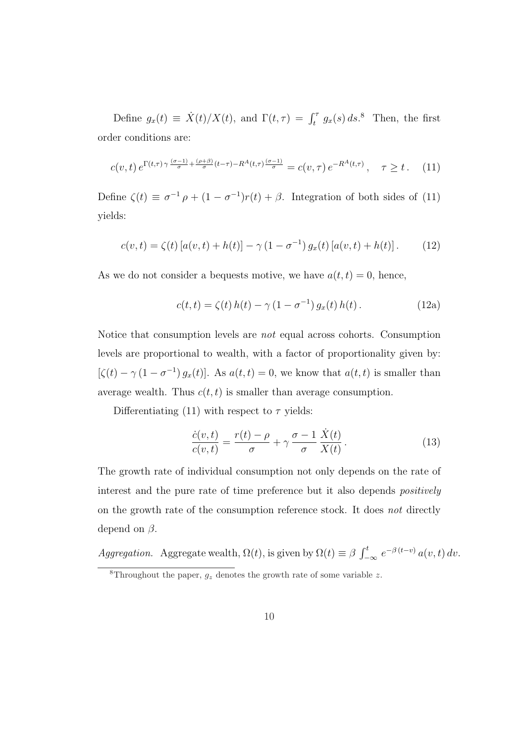Define $g_x(t) \equiv \dot{X}(t)/X(t)$, and $\Gamma(t,\tau) = \int_t^\tau g_x(s)\,ds$.[8] Then, the first order conditions are:

$$c(v,t)\,e^{\Gamma(t,\tau)\,\gamma\,\frac{(\sigma-1)}{\sigma}+\frac{(\rho+\beta)}{\sigma}(t-\tau)-R^A(t,\tau)\frac{(\sigma-1)}{\sigma}} = c(v,\tau)\,e^{-R^A(t,\tau)}\,, \quad \tau \geq t\,. \tag{11}$$

Define $\zeta(t) \equiv \sigma^{-1}\rho + (1-\sigma^{-1})r(t) + \beta$. Integration of both sides of (11) yields:

$$c(v,t) = \zeta(t)\,[a(v,t)+h(t)] - \gamma\,(1-\sigma^{-1})\,g_x(t)\,[a(v,t)+h(t)]\,. \tag{12}$$

As we do not consider a bequests motive, we have $a(t,t) = 0$, hence,

$$c(t,t) = \zeta(t)\,h(t) - \gamma\,(1-\sigma^{-1})\,g_x(t)\,h(t)\,. \tag{12a}$$

Notice that consumption levels are *not* equal across cohorts. Consumption levels are proportional to wealth, with a factor of proportionality given by: $[\zeta(t) - \gamma\,(1-\sigma^{-1})\,g_x(t)]$. As $a(t,t) = 0$, we know that $a(t,t)$ is smaller than average wealth. Thus $c(t,t)$ is smaller than average consumption.

Differentiating (11) with respect to $\tau$ yields:

$$\frac{\dot{c}(v,t)}{c(v,t)} = \frac{r(t)-\rho}{\sigma} + \gamma\,\frac{\sigma-1}{\sigma}\,\frac{\dot{X}(t)}{X(t)}\,. \tag{13}$$

The growth rate of individual consumption not only depends on the rate of interest and the pure rate of time preference but it also depends *positively* on the growth rate of the consumption reference stock. It does *not* directly depend on $\beta$.

*Aggregation.* Aggregate wealth, $\Omega(t)$, is given by $\Omega(t) \equiv \beta\int_{-\infty}^{t} e^{-\beta\,(t-v)}\,a(v,t)\,dv$.

[8] Throughout the paper, $g_z$ denotes the growth rate of some variable $z$.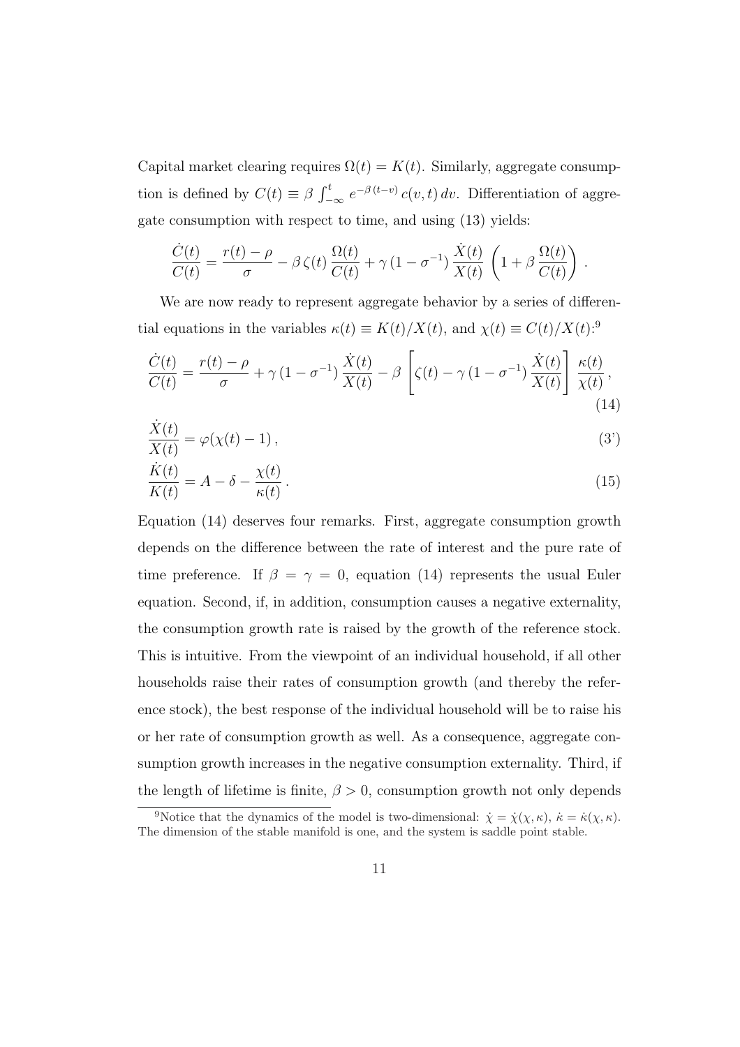Capital market clearing requires $\Omega(t) = K(t)$. Similarly, aggregate consumption is defined by $C(t) \equiv \beta \int_{-\infty}^{t} e^{-\beta(t-v)} c(v,t)\, dv$. Differentiation of aggregate consumption with respect to time, and using (13) yields:

$$\frac{\dot{C}(t)}{C(t)} = \frac{r(t) - \rho}{\sigma} - \beta\, \zeta(t)\, \frac{\Omega(t)}{C(t)} + \gamma\,(1 - \sigma^{-1})\, \frac{\dot{X}(t)}{X(t)} \left(1 + \beta\, \frac{\Omega(t)}{C(t)}\right).$$

We are now ready to represent aggregate behavior by a series of differential equations in the variables $\kappa(t) \equiv K(t)/X(t)$, and $\chi(t) \equiv C(t)/X(t)$:[9]

$$\frac{\dot{C}(t)}{C(t)} = \frac{r(t) - \rho}{\sigma} + \gamma\,(1 - \sigma^{-1})\, \frac{\dot{X}(t)}{X(t)} - \beta \left[\zeta(t) - \gamma\,(1 - \sigma^{-1})\, \frac{\dot{X}(t)}{X(t)}\right] \frac{\kappa(t)}{\chi(t)}, \tag{14}$$

$$\frac{\dot{X}(t)}{X(t)} = \varphi(\chi(t) - 1), \tag{3'}$$

$$\frac{\dot{K}(t)}{K(t)} = A - \delta - \frac{\chi(t)}{\kappa(t)}. \tag{15}$$

Equation (14) deserves four remarks. First, aggregate consumption growth depends on the difference between the rate of interest and the pure rate of time preference. If $\beta = \gamma = 0$, equation (14) represents the usual Euler equation. Second, if, in addition, consumption causes a negative externality, the consumption growth rate is raised by the growth of the reference stock. This is intuitive. From the viewpoint of an individual household, if all other households raise their rates of consumption growth (and thereby the reference stock), the best response of the individual household will be to raise his or her rate of consumption growth as well. As a consequence, aggregate consumption growth increases in the negative consumption externality. Third, if the length of lifetime is finite, $\beta > 0$, consumption growth not only depends

[9] Notice that the dynamics of the model is two-dimensional: $\dot{\chi} = \dot{\chi}(\chi, \kappa)$, $\dot{\kappa} = \dot{\kappa}(\chi, \kappa)$. The dimension of the stable manifold is one, and the system is saddle point stable.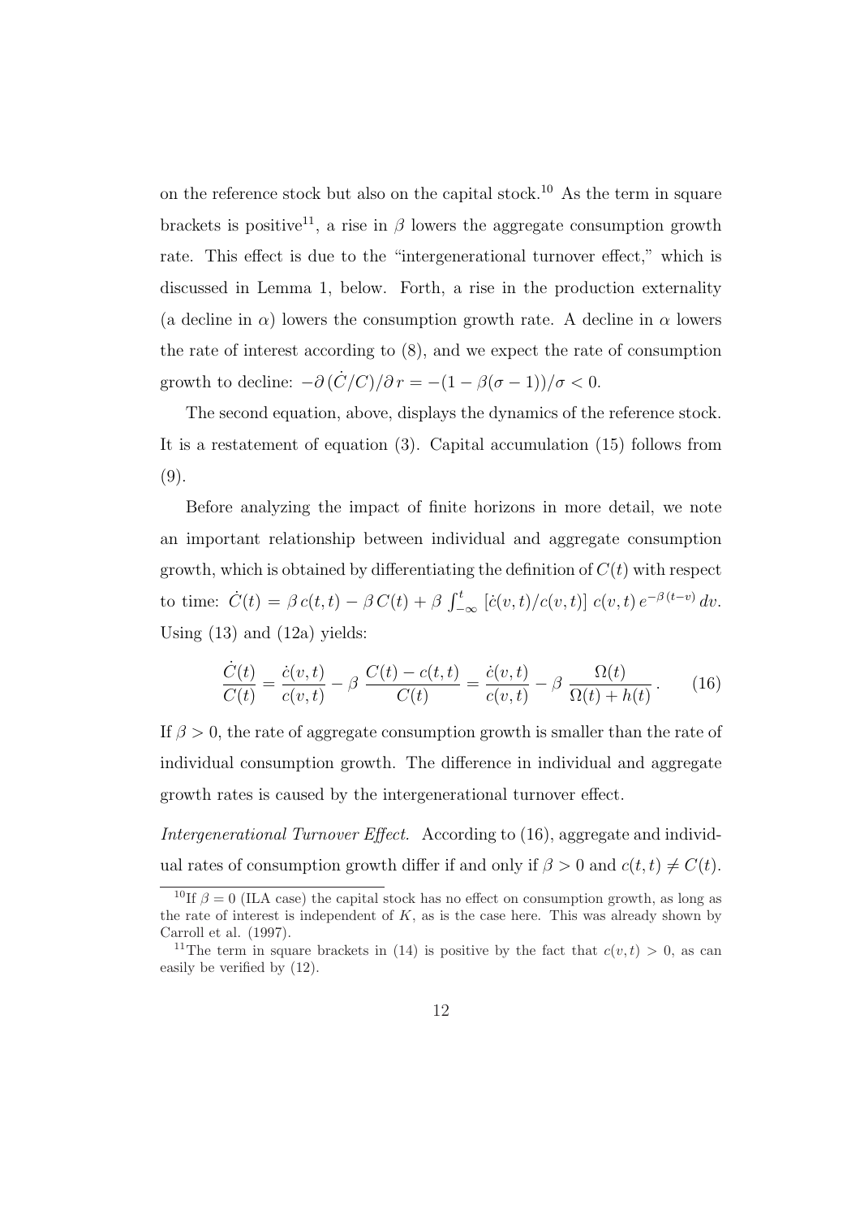on the reference stock but also on the capital stock.[10] As the term in square brackets is positive[11], a rise in $\beta$ lowers the aggregate consumption growth rate. This effect is due to the "intergenerational turnover effect," which is discussed in Lemma 1, below. Forth, a rise in the production externality (a decline in $\alpha$) lowers the consumption growth rate. A decline in $\alpha$ lowers the rate of interest according to (8), and we expect the rate of consumption growth to decline: $-\partial\,(\dot{C}/C)/\partial\, r = -(1-\beta(\sigma-1))/\sigma < 0$.

The second equation, above, displays the dynamics of the reference stock. It is a restatement of equation (3). Capital accumulation (15) follows from (9).

Before analyzing the impact of finite horizons in more detail, we note an important relationship between individual and aggregate consumption growth, which is obtained by differentiating the definition of $C(t)$ with respect to time: $\dot{C}(t) = \beta\, c(t,t) - \beta\, C(t) + \beta \int_{-\infty}^{t} [\dot{c}(v,t)/c(v,t)]\; c(v,t)\, e^{-\beta\,(t-v)}\, dv$. Using (13) and (12a) yields:

$$\frac{\dot{C}(t)}{C(t)} = \frac{\dot{c}(v,t)}{c(v,t)} - \beta\; \frac{C(t) - c(t,t)}{C(t)} = \frac{\dot{c}(v,t)}{c(v,t)} - \beta\; \frac{\Omega(t)}{\Omega(t) + h(t)}\,. \qquad (16)$$

If $\beta > 0$, the rate of aggregate consumption growth is smaller than the rate of individual consumption growth. The difference in individual and aggregate growth rates is caused by the intergenerational turnover effect.

*Intergenerational Turnover Effect.* According to (16), aggregate and individual rates of consumption growth differ if and only if $\beta > 0$ and $c(t,t) \neq C(t)$.

[10] If $\beta = 0$ (ILA case) the capital stock has no effect on consumption growth, as long as the rate of interest is independent of $K$, as is the case here. This was already shown by Carroll et al. (1997).

[11] The term in square brackets in (14) is positive by the fact that $c(v,t) > 0$, as can easily be verified by (12).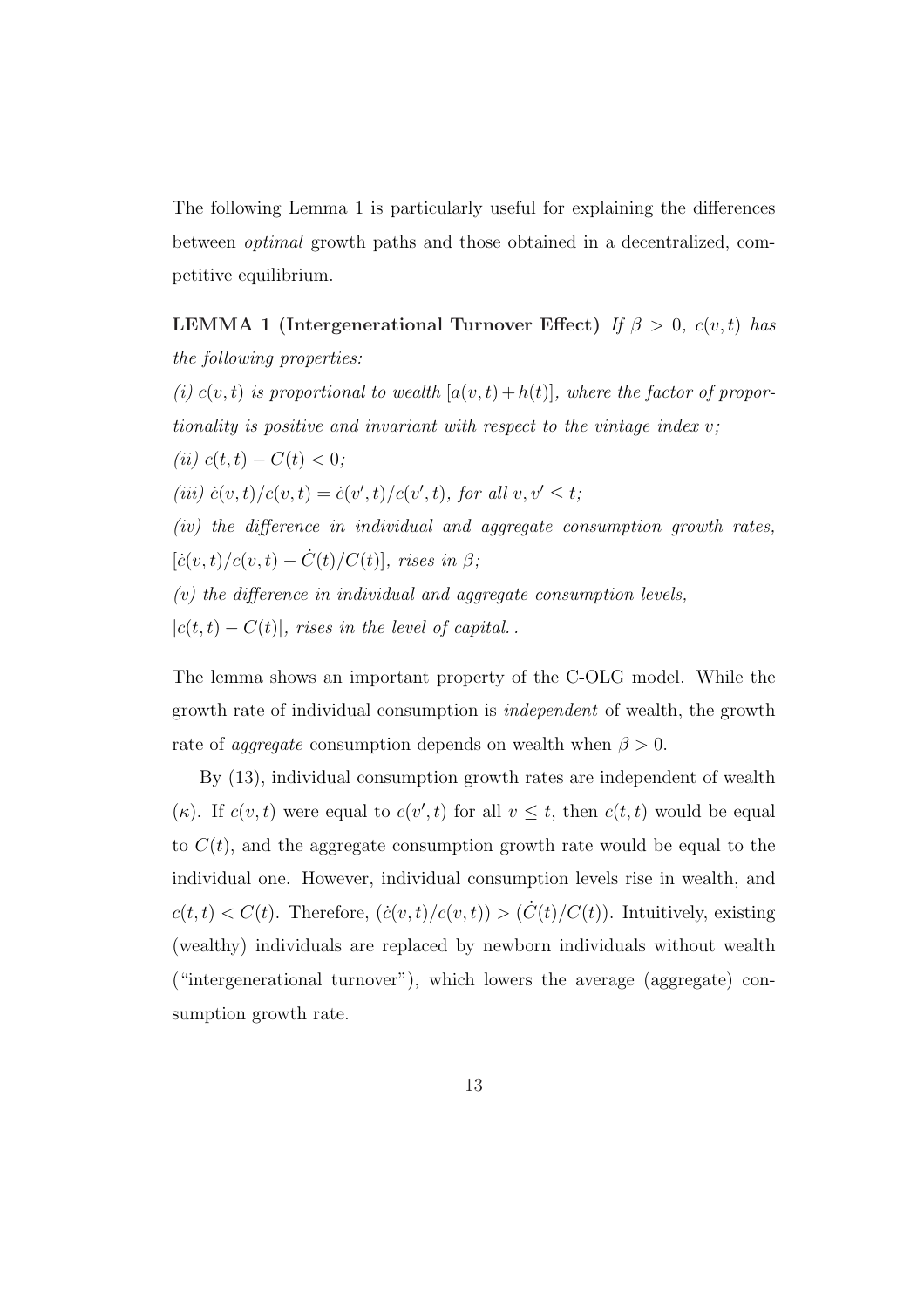The following Lemma 1 is particularly useful for explaining the differences between *optimal* growth paths and those obtained in a decentralized, competitive equilibrium.

**LEMMA 1 (Intergenerational Turnover Effect)** *If $\beta > 0$, $c(v,t)$ has the following properties:*

*(i) $c(v,t)$ is proportional to wealth $[a(v,t)+h(t)]$, where the factor of proportionality is positive and invariant with respect to the vintage index $v$;*

*(ii) $c(t,t) - C(t) < 0$;*

*(iii) $\dot{c}(v,t)/c(v,t) = \dot{c}(v',t)/c(v',t)$, for all $v, v' \leq t$;*

*(iv) the difference in individual and aggregate consumption growth rates, $[\dot{c}(v,t)/c(v,t) - \dot{C}(t)/C(t)]$, rises in $\beta$;*

*(v) the difference in individual and aggregate consumption levels, $|c(t,t) - C(t)|$, rises in the level of capital..*

The lemma shows an important property of the C-OLG model. While the growth rate of individual consumption is *independent* of wealth, the growth rate of *aggregate* consumption depends on wealth when $\beta > 0$.

By (13), individual consumption growth rates are independent of wealth ($\kappa$). If $c(v,t)$ were equal to $c(v',t)$ for all $v \leq t$, then $c(t,t)$ would be equal to $C(t)$, and the aggregate consumption growth rate would be equal to the individual one. However, individual consumption levels rise in wealth, and $c(t,t) < C(t)$. Therefore, $(\dot{c}(v,t)/c(v,t)) > (\dot{C}(t)/C(t))$. Intuitively, existing (wealthy) individuals are replaced by newborn individuals without wealth ("intergenerational turnover"), which lowers the average (aggregate) consumption growth rate.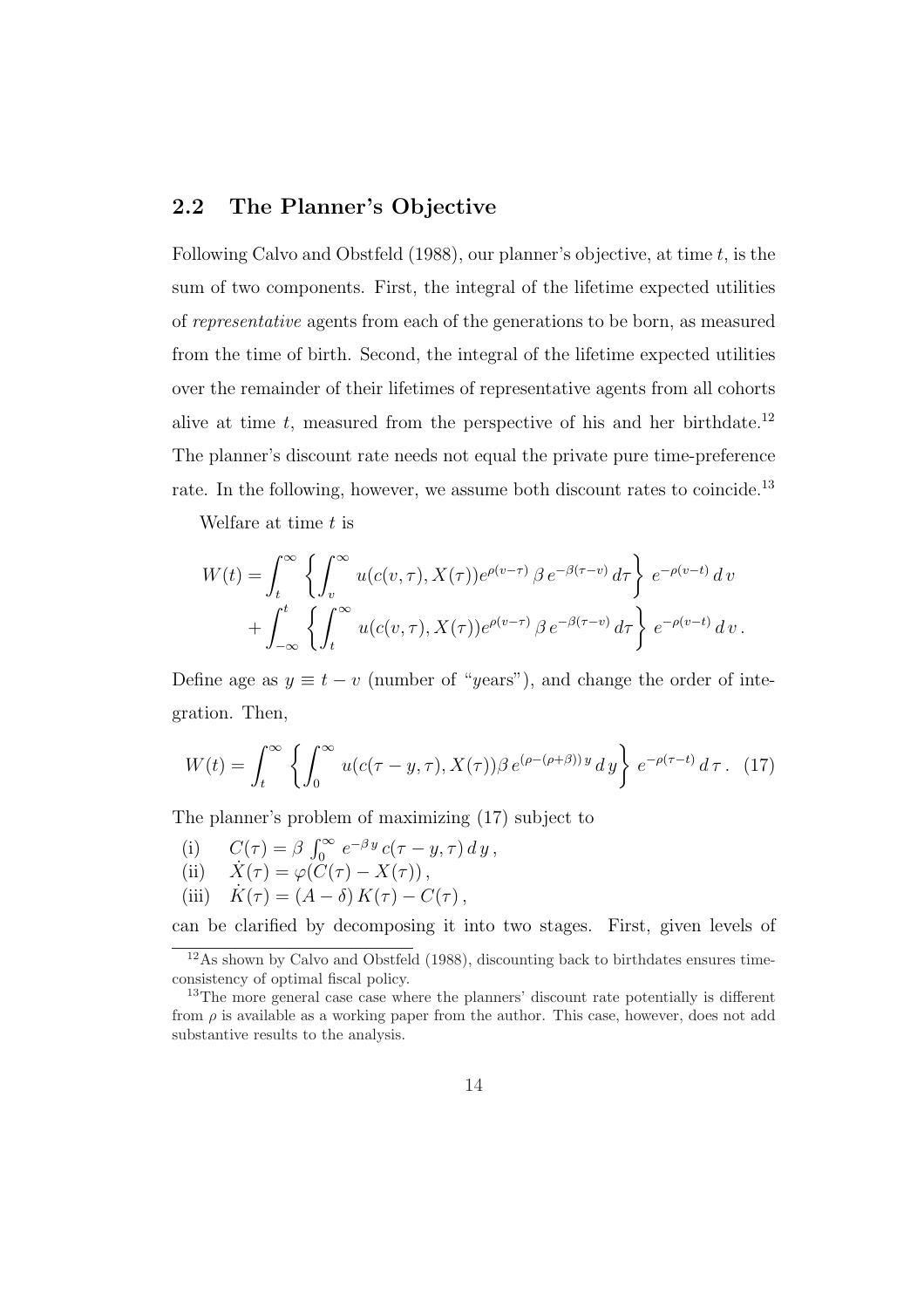## 2.2 The Planner's Objective

Following Calvo and Obstfeld (1988), our planner's objective, at time $t$, is the sum of two components. First, the integral of the lifetime expected utilities of *representative* agents from each of the generations to be born, as measured from the time of birth. Second, the integral of the lifetime expected utilities over the remainder of their lifetimes of representative agents from all cohorts alive at time $t$, measured from the perspective of his and her birthdate.[12] The planner's discount rate needs not equal the private pure time-preference rate. In the following, however, we assume both discount rates to coincide.[13]

Welfare at time $t$ is

$$
\begin{aligned}
W(t) = & \int_t^{\infty} \left\{ \int_v^{\infty} u(c(v,\tau), X(\tau)) e^{\rho(v-\tau)} \, \beta \, e^{-\beta(\tau - v)} \, d\tau \right\} \, e^{-\rho(v-t)} \, d\, v \\
& + \int_{-\infty}^{t} \left\{ \int_t^{\infty} u(c(v,\tau), X(\tau)) e^{\rho(v-\tau)} \, \beta \, e^{-\beta(\tau - v)} \, d\tau \right\} \, e^{-\rho(v-t)} \, d\, v \, .
\end{aligned}
$$

Define age as $y \equiv t - v$ (number of "*y*ears"), and change the order of integration. Then,

$$
W(t) = \int_t^{\infty} \left\{ \int_0^{\infty} u(c(\tau - y, \tau), X(\tau)) \beta \, e^{(\rho - (\rho + \beta))\, y} \, d\, y \right\} \, e^{-\rho(\tau - t)} \, d\, \tau \, . \quad (17)
$$

The planner's problem of maximizing (17) subject to

(i) $\quad C(\tau) = \beta \int_0^{\infty} e^{-\beta\, y} \, c(\tau - y, \tau) \, d\, y \, ,$

(ii) $\quad \dot{X}(\tau) = \varphi(C(\tau) - X(\tau)) \, ,$

(iii) $\quad \dot{K}(\tau) = (A - \delta) \, K(\tau) - C(\tau) \, ,$

can be clarified by decomposing it into two stages. First, given levels of

[12] As shown by Calvo and Obstfeld (1988), discounting back to birthdates ensures time-consistency of optimal fiscal policy.

[13] The more general case case where the planners' discount rate potentially is different from $\rho$ is available as a working paper from the author. This case, however, does not add substantive results to the analysis.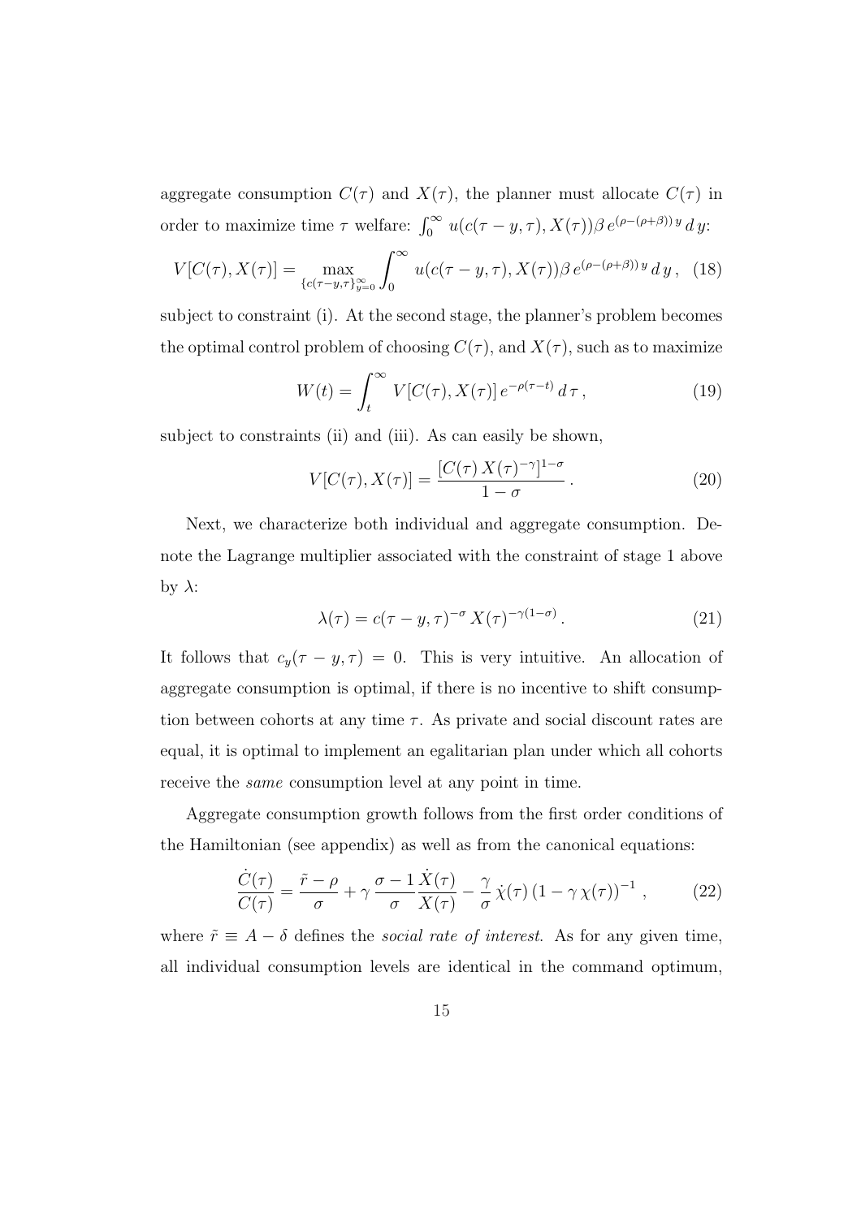aggregate consumption $C(\tau)$ and $X(\tau)$, the planner must allocate $C(\tau)$ in order to maximize time $\tau$ welfare: $\int_0^\infty u(c(\tau-y,\tau),X(\tau))\beta\, e^{(\rho-(\rho+\beta))\,y}\,d\,y$:

$$V[C(\tau),X(\tau)] = \max_{\{c(\tau-y,\tau\}_{y=0}^{\infty}} \int_0^\infty u(c(\tau-y,\tau),X(\tau))\beta\, e^{(\rho-(\rho+\beta))\,y}\,d\,y\,, \quad (18)$$

subject to constraint (i). At the second stage, the planner's problem becomes the optimal control problem of choosing $C(\tau)$, and $X(\tau)$, such as to maximize

$$W(t) = \int_t^\infty V[C(\tau),X(\tau)]\,e^{-\rho(\tau-t)}\,d\,\tau\,, \quad (19)$$

subject to constraints (ii) and (iii). As can easily be shown,

$$V[C(\tau),X(\tau)] = \frac{[C(\tau)\,X(\tau)^{-\gamma}]^{1-\sigma}}{1-\sigma}\,. \quad (20)$$

Next, we characterize both individual and aggregate consumption. Denote the Lagrange multiplier associated with the constraint of stage 1 above by $\lambda$:

$$\lambda(\tau) = c(\tau-y,\tau)^{-\sigma}\,X(\tau)^{-\gamma(1-\sigma)}\,. \quad (21)$$

It follows that $c_y(\tau-y,\tau) = 0$. This is very intuitive. An allocation of aggregate consumption is optimal, if there is no incentive to shift consumption between cohorts at any time $\tau$. As private and social discount rates are equal, it is optimal to implement an egalitarian plan under which all cohorts receive the *same* consumption level at any point in time.

Aggregate consumption growth follows from the first order conditions of the Hamiltonian (see appendix) as well as from the canonical equations:

$$\frac{\dot{C}(\tau)}{C(\tau)} = \frac{\tilde{r}-\rho}{\sigma} + \gamma\,\frac{\sigma-1}{\sigma}\frac{\dot{X}(\tau)}{X(\tau)} - \frac{\gamma}{\sigma}\,\dot{\chi}(\tau)\,(1-\gamma\,\chi(\tau))^{-1}\,, \quad (22)$$

where $\tilde{r} \equiv A-\delta$ defines the *social rate of interest*. As for any given time, all individual consumption levels are identical in the command optimum,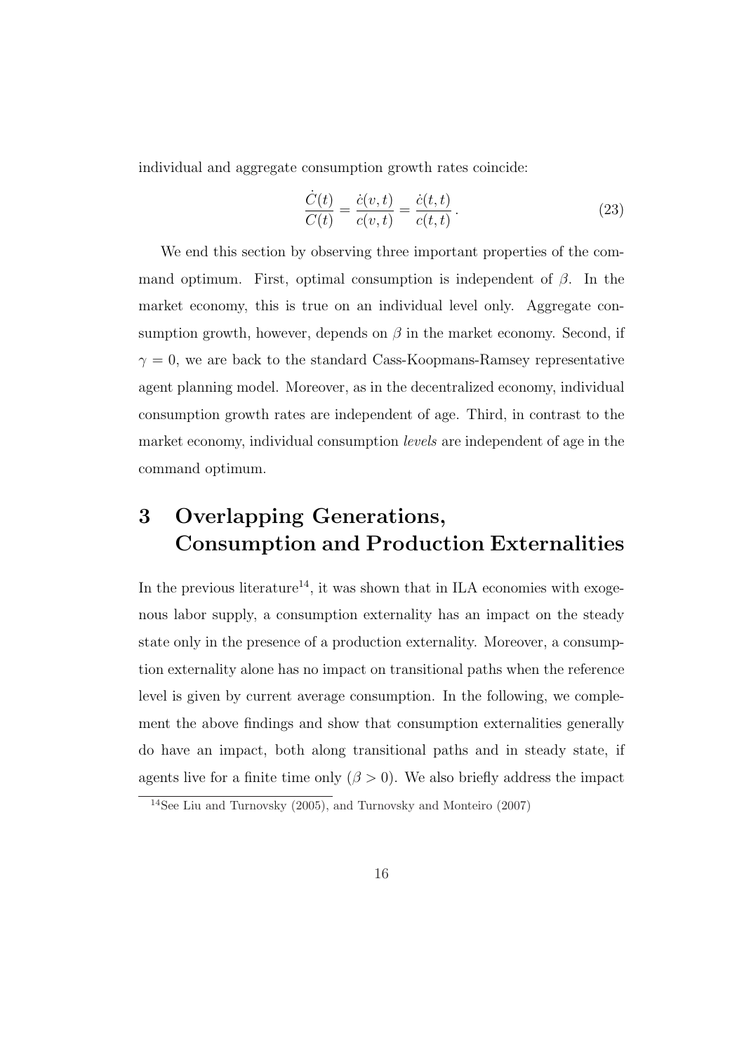individual and aggregate consumption growth rates coincide:

$$\frac{\dot{C}(t)}{C(t)} = \frac{\dot{c}(v,t)}{c(v,t)} = \frac{\dot{c}(t,t)}{c(t,t)}\,. \tag{23}$$

We end this section by observing three important properties of the command optimum. First, optimal consumption is independent of $\beta$. In the market economy, this is true on an individual level only. Aggregate consumption growth, however, depends on $\beta$ in the market economy. Second, if $\gamma = 0$, we are back to the standard Cass-Koopmans-Ramsey representative agent planning model. Moreover, as in the decentralized economy, individual consumption growth rates are independent of age. Third, in contrast to the market economy, individual consumption *levels* are independent of age in the command optimum.

# 3 Overlapping Generations, Consumption and Production Externalities

In the previous literature[14], it was shown that in ILA economies with exogenous labor supply, a consumption externality has an impact on the steady state only in the presence of a production externality. Moreover, a consumption externality alone has no impact on transitional paths when the reference level is given by current average consumption. In the following, we complement the above findings and show that consumption externalities generally do have an impact, both along transitional paths and in steady state, if agents live for a finite time only ($\beta > 0$). We also briefly address the impact

[14] See Liu and Turnovsky (2005), and Turnovsky and Monteiro (2007)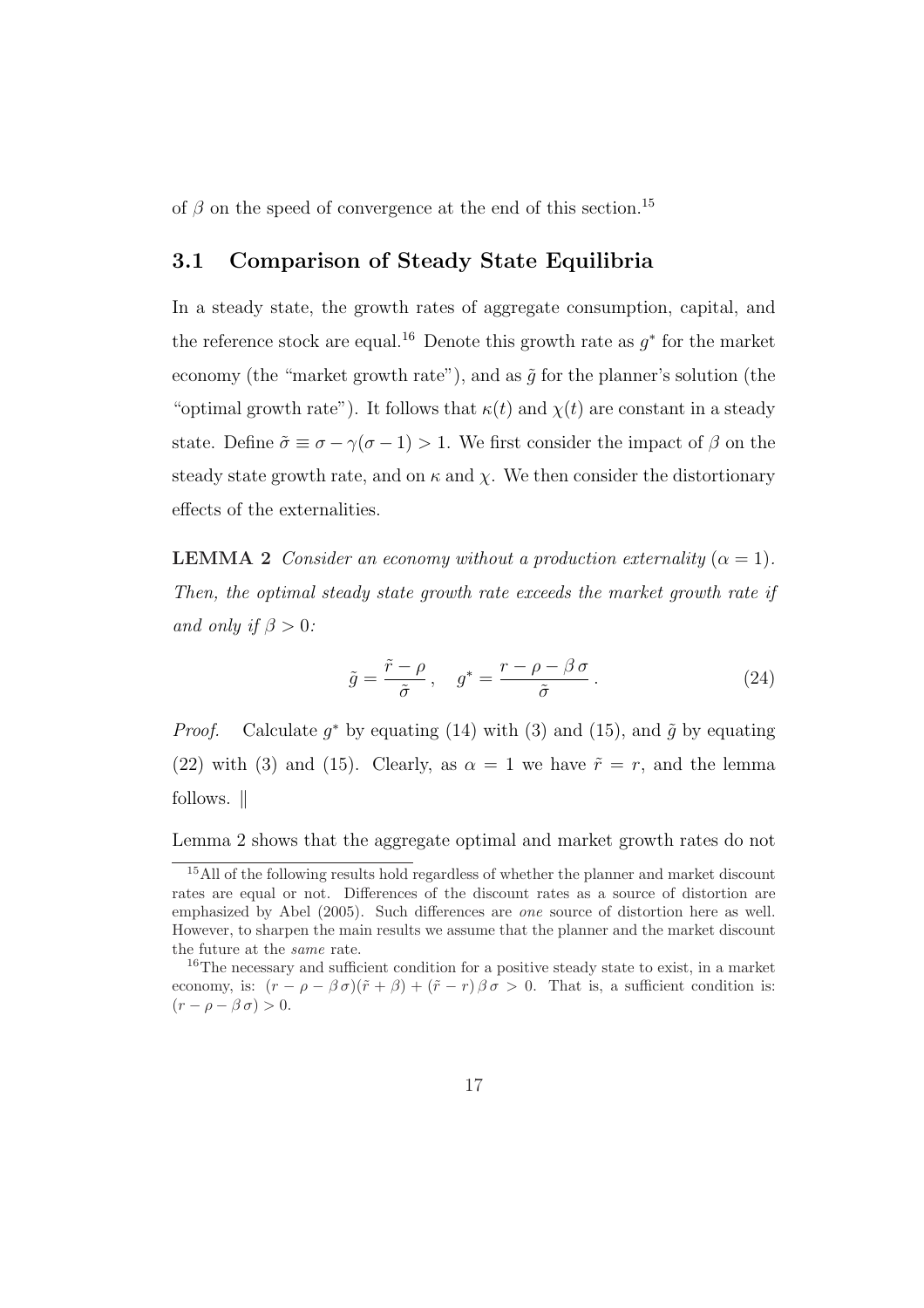of $\beta$ on the speed of convergence at the end of this section.[15]

## 3.1 Comparison of Steady State Equilibria

In a steady state, the growth rates of aggregate consumption, capital, and the reference stock are equal.[16] Denote this growth rate as $g^*$ for the market economy (the "market growth rate"), and as $\tilde{g}$ for the planner's solution (the "optimal growth rate"). It follows that $\kappa(t)$ and $\chi(t)$ are constant in a steady state. Define $\tilde{\sigma} \equiv \sigma - \gamma(\sigma - 1) > 1$. We first consider the impact of $\beta$ on the steady state growth rate, and on $\kappa$ and $\chi$. We then consider the distortionary effects of the externalities.

**LEMMA 2** *Consider an economy without a production externality ($\alpha = 1$). Then, the optimal steady state growth rate exceeds the market growth rate if and only if $\beta > 0$:*

$$\tilde{g} = \frac{\tilde{r} - \rho}{\tilde{\sigma}}, \quad g^* = \frac{r - \rho - \beta\,\sigma}{\tilde{\sigma}}. \tag{24}$$

*Proof.* Calculate $g^*$ by equating (14) with (3) and (15), and $\tilde{g}$ by equating (22) with (3) and (15). Clearly, as $\alpha = 1$ we have $\tilde{r} = r$, and the lemma follows. ‖

Lemma 2 shows that the aggregate optimal and market growth rates do not

---

[15] All of the following results hold regardless of whether the planner and market discount rates are equal or not. Differences of the discount rates as a source of distortion are emphasized by Abel (2005). Such differences are *one* source of distortion here as well. However, to sharpen the main results we assume that the planner and the market discount the future at the *same* rate.

[16] The necessary and sufficient condition for a positive steady state to exist, in a market economy, is: $(r - \rho - \beta\,\sigma)(\tilde{r} + \beta) + (\tilde{r} - r)\,\beta\,\sigma > 0$. That is, a sufficient condition is: $(r - \rho - \beta\,\sigma) > 0$.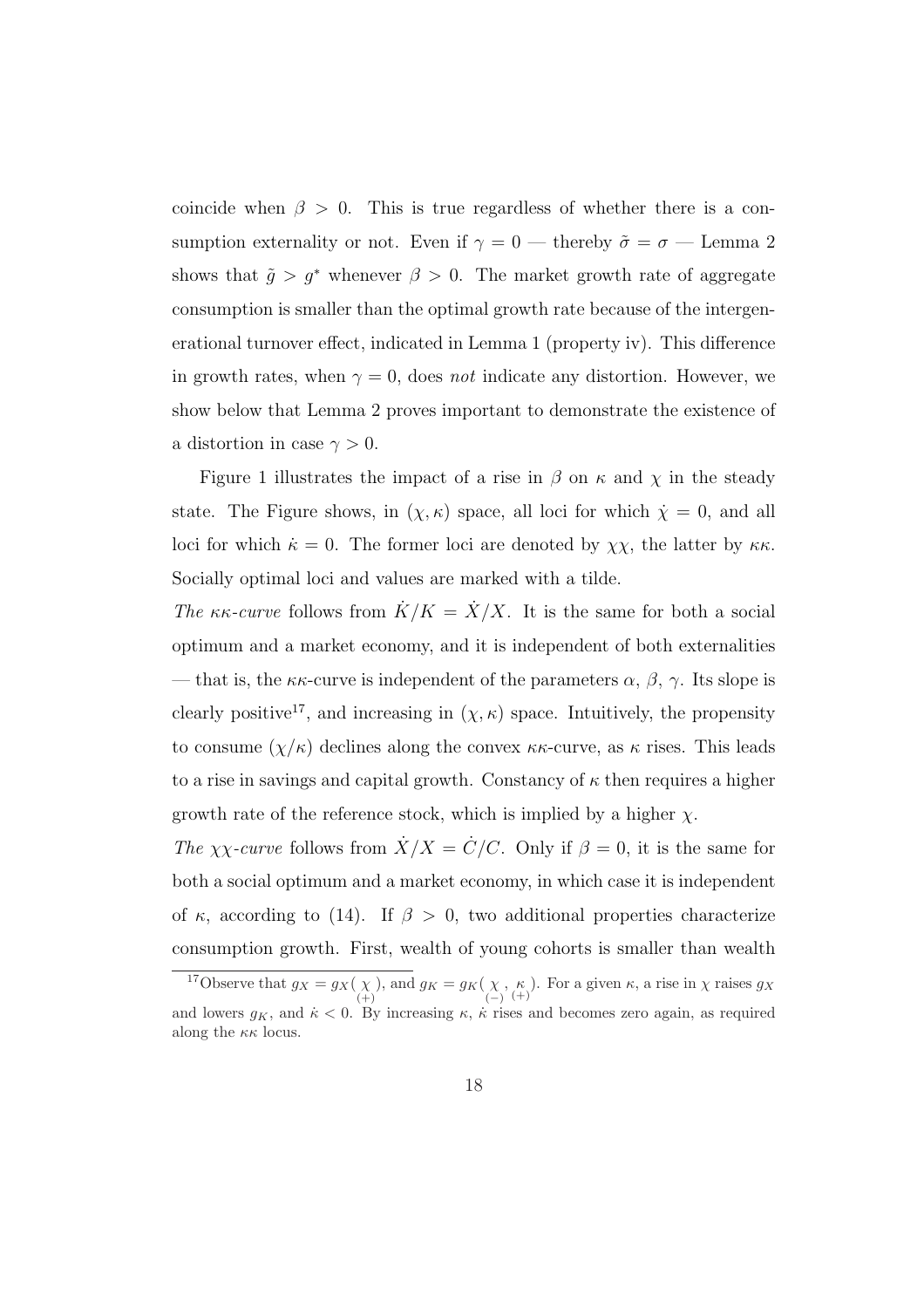coincide when $\beta > 0$. This is true regardless of whether there is a consumption externality or not. Even if $\gamma = 0$ — thereby $\tilde{\sigma} = \sigma$ — Lemma 2 shows that $\tilde{g} > g^*$ whenever $\beta > 0$. The market growth rate of aggregate consumption is smaller than the optimal growth rate because of the intergenerational turnover effect, indicated in Lemma 1 (property iv). This difference in growth rates, when $\gamma = 0$, does *not* indicate any distortion. However, we show below that Lemma 2 proves important to demonstrate the existence of a distortion in case $\gamma > 0$.

Figure 1 illustrates the impact of a rise in $\beta$ on $\kappa$ and $\chi$ in the steady state. The Figure shows, in $(\chi, \kappa)$ space, all loci for which $\dot{\chi} = 0$, and all loci for which $\dot{\kappa} = 0$. The former loci are denoted by $\chi\chi$, the latter by $\kappa\kappa$. Socially optimal loci and values are marked with a tilde.

*The $\kappa\kappa$-curve* follows from $\dot{K}/K = \dot{X}/X$. It is the same for both a social optimum and a market economy, and it is independent of both externalities — that is, the $\kappa\kappa$-curve is independent of the parameters $\alpha$, $\beta$, $\gamma$. Its slope is clearly positive[17], and increasing in $(\chi, \kappa)$ space. Intuitively, the propensity to consume $(\chi/\kappa)$ declines along the convex $\kappa\kappa$-curve, as $\kappa$ rises. This leads to a rise in savings and capital growth. Constancy of $\kappa$ then requires a higher growth rate of the reference stock, which is implied by a higher $\chi$.

*The $\chi\chi$-curve* follows from $\dot{X}/X = \dot{C}/C$. Only if $\beta = 0$, it is the same for both a social optimum and a market economy, in which case it is independent of $\kappa$, according to (14). If $\beta > 0$, two additional properties characterize consumption growth. First, wealth of young cohorts is smaller than wealth

[17] Observe that $g_X = g_X(\underset{(+)}{\chi})$, and $g_K = g_K(\underset{(-)}{\chi}, \underset{(+)}{\kappa})$. For a given $\kappa$, a rise in $\chi$ raises $g_X$ and lowers $g_K$, and $\dot{\kappa} < 0$. By increasing $\kappa$, $\dot{\kappa}$ rises and becomes zero again, as required along the $\kappa\kappa$ locus.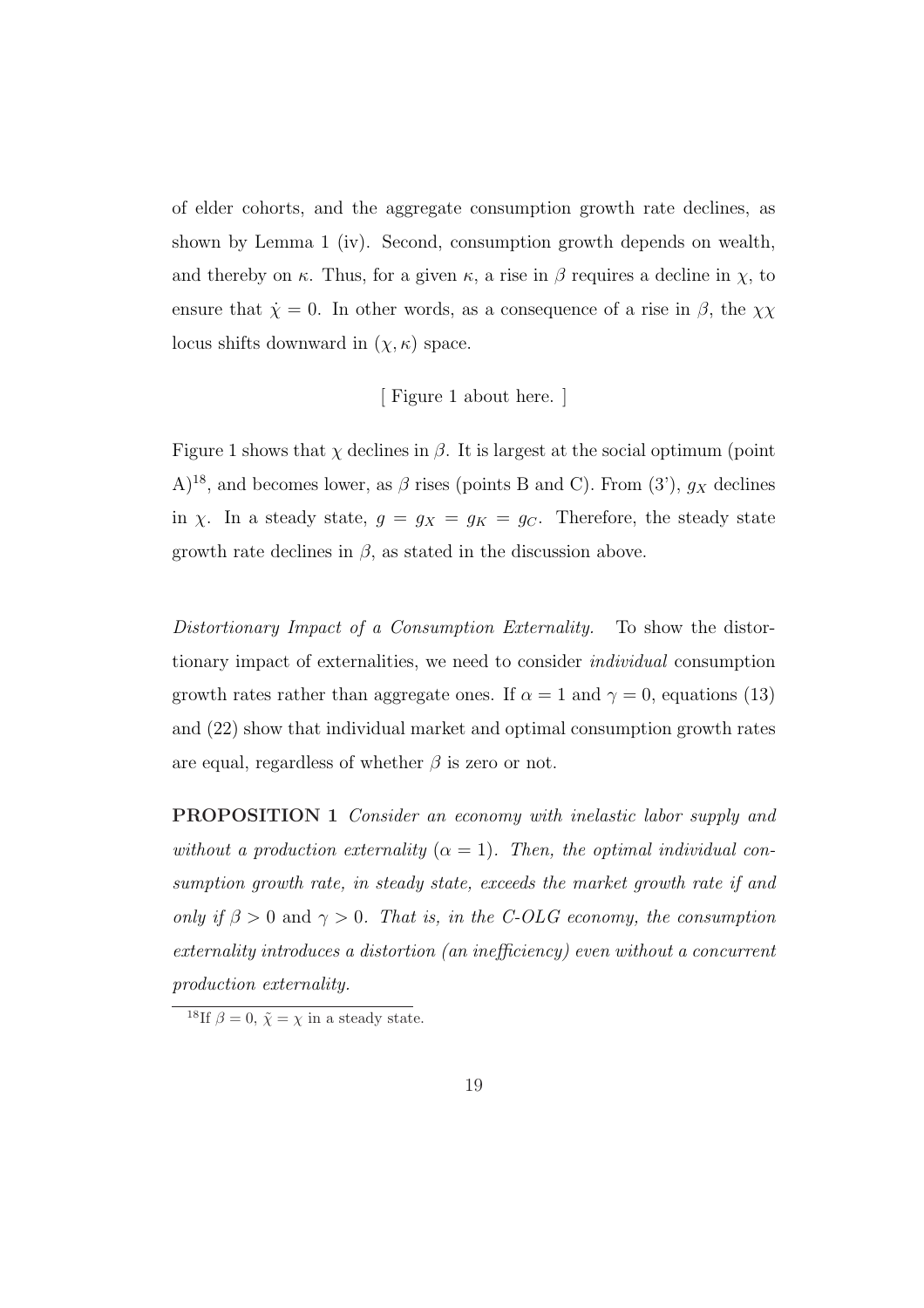of elder cohorts, and the aggregate consumption growth rate declines, as shown by Lemma 1 (iv). Second, consumption growth depends on wealth, and thereby on $\kappa$. Thus, for a given $\kappa$, a rise in $\beta$ requires a decline in $\chi$, to ensure that $\dot{\chi} = 0$. In other words, as a consequence of a rise in $\beta$, the $\chi\chi$ locus shifts downward in $(\chi, \kappa)$ space.

[ Figure 1 about here. ]

Figure 1 shows that $\chi$ declines in $\beta$. It is largest at the social optimum (point A)[18], and becomes lower, as $\beta$ rises (points B and C). From (3'), $g_X$ declines in $\chi$. In a steady state, $g = g_X = g_K = g_C$. Therefore, the steady state growth rate declines in $\beta$, as stated in the discussion above.

*Distortionary Impact of a Consumption Externality.* To show the distortionary impact of externalities, we need to consider *individual* consumption growth rates rather than aggregate ones. If $\alpha = 1$ and $\gamma = 0$, equations (13) and (22) show that individual market and optimal consumption growth rates are equal, regardless of whether $\beta$ is zero or not.

**PROPOSITION 1** *Consider an economy with inelastic labor supply and without a production externality ($\alpha = 1$). Then, the optimal individual consumption growth rate, in steady state, exceeds the market growth rate if and only if $\beta > 0$ and $\gamma > 0$. That is, in the C-OLG economy, the consumption externality introduces a distortion (an inefficiency) even without a concurrent production externality.*

[18] If $\beta = 0$, $\tilde{\chi} = \chi$ in a steady state.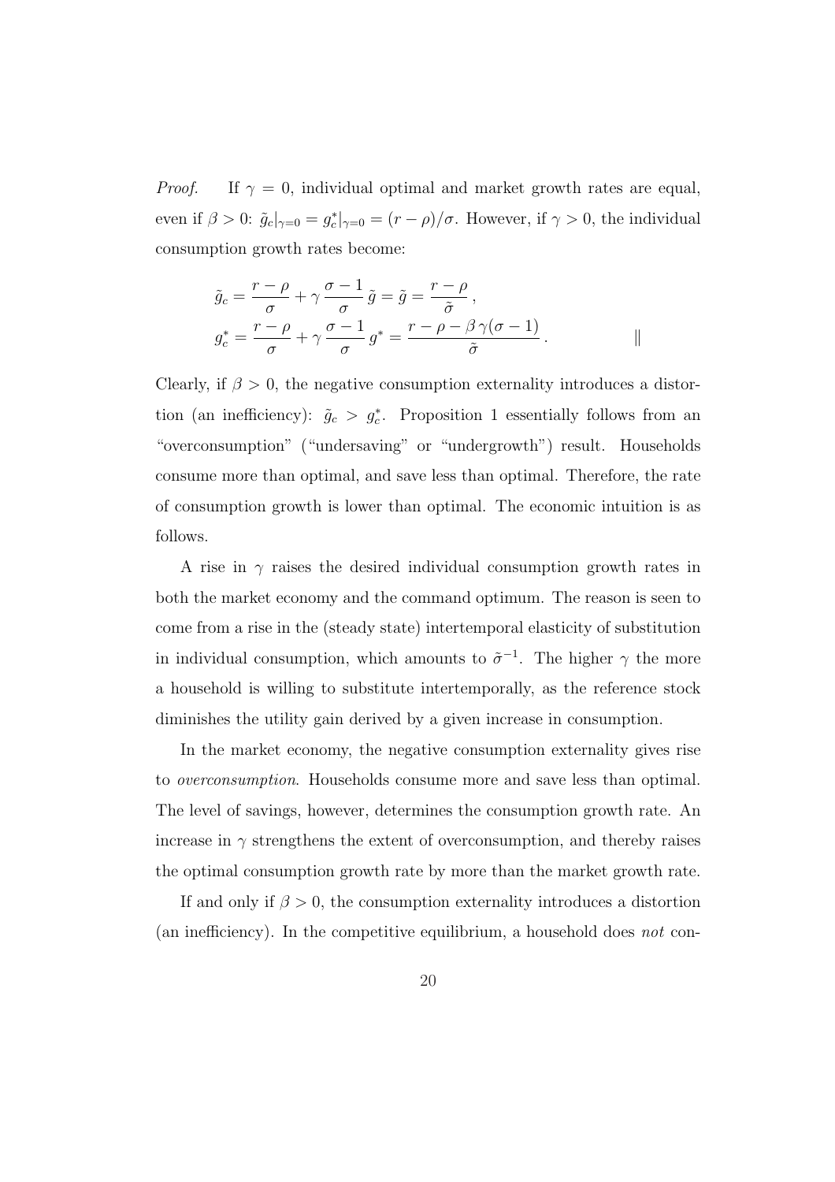*Proof.* If $\gamma = 0$, individual optimal and market growth rates are equal, even if $\beta > 0$: $\tilde{g}_c|_{\gamma=0} = g_c^*|_{\gamma=0} = (r-\rho)/\sigma$. However, if $\gamma > 0$, the individual consumption growth rates become:

$$\tilde{g}_c = \frac{r-\rho}{\sigma} + \gamma\,\frac{\sigma-1}{\sigma}\,\tilde{g} = \tilde{g} = \frac{r-\rho}{\tilde{\sigma}}\,,$$
$$g_c^* = \frac{r-\rho}{\sigma} + \gamma\,\frac{\sigma-1}{\sigma}\,g^* = \frac{r-\rho-\beta\,\gamma(\sigma-1)}{\tilde{\sigma}}\,. \qquad \|$$

Clearly, if $\beta > 0$, the negative consumption externality introduces a distortion (an inefficiency): $\tilde{g}_c > g_c^*$. Proposition 1 essentially follows from an "overconsumption" ("undersaving" or "undergrowth") result. Households consume more than optimal, and save less than optimal. Therefore, the rate of consumption growth is lower than optimal. The economic intuition is as follows.

A rise in $\gamma$ raises the desired individual consumption growth rates in both the market economy and the command optimum. The reason is seen to come from a rise in the (steady state) intertemporal elasticity of substitution in individual consumption, which amounts to $\tilde{\sigma}^{-1}$. The higher $\gamma$ the more a household is willing to substitute intertemporally, as the reference stock diminishes the utility gain derived by a given increase in consumption.

In the market economy, the negative consumption externality gives rise to *overconsumption*. Households consume more and save less than optimal. The level of savings, however, determines the consumption growth rate. An increase in $\gamma$ strengthens the extent of overconsumption, and thereby raises the optimal consumption growth rate by more than the market growth rate.

If and only if $\beta > 0$, the consumption externality introduces a distortion (an inefficiency). In the competitive equilibrium, a household does *not* con-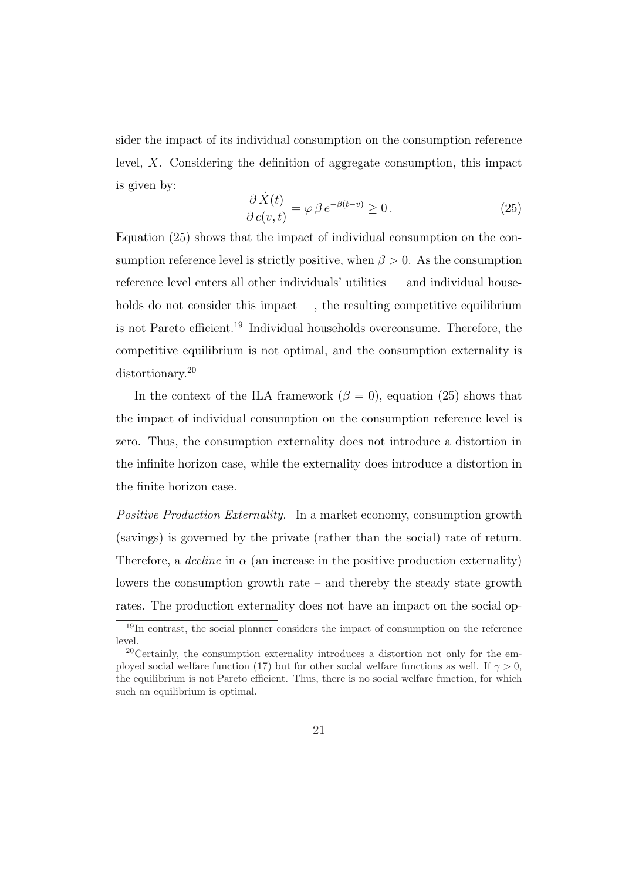sider the impact of its individual consumption on the consumption reference level, $X$. Considering the definition of aggregate consumption, this impact is given by:

$$\frac{\partial \dot{X}(t)}{\partial c(v,t)} = \varphi \, \beta \, e^{-\beta(t-v)} \geq 0 \, . \tag{25}$$

Equation (25) shows that the impact of individual consumption on the consumption reference level is strictly positive, when $\beta > 0$. As the consumption reference level enters all other individuals' utilities — and individual households do not consider this impact —, the resulting competitive equilibrium is not Pareto efficient.[19] Individual households overconsume. Therefore, the competitive equilibrium is not optimal, and the consumption externality is distortionary.[20]

In the context of the ILA framework ($\beta = 0$), equation (25) shows that the impact of individual consumption on the consumption reference level is zero. Thus, the consumption externality does not introduce a distortion in the infinite horizon case, while the externality does introduce a distortion in the finite horizon case.

*Positive Production Externality.* In a market economy, consumption growth (savings) is governed by the private (rather than the social) rate of return. Therefore, a *decline* in $\alpha$ (an increase in the positive production externality) lowers the consumption growth rate – and thereby the steady state growth rates. The production externality does not have an impact on the social op-

[19] In contrast, the social planner considers the impact of consumption on the reference level.

[20] Certainly, the consumption externality introduces a distortion not only for the employed social welfare function (17) but for other social welfare functions as well. If $\gamma > 0$, the equilibrium is not Pareto efficient. Thus, there is no social welfare function, for which such an equilibrium is optimal.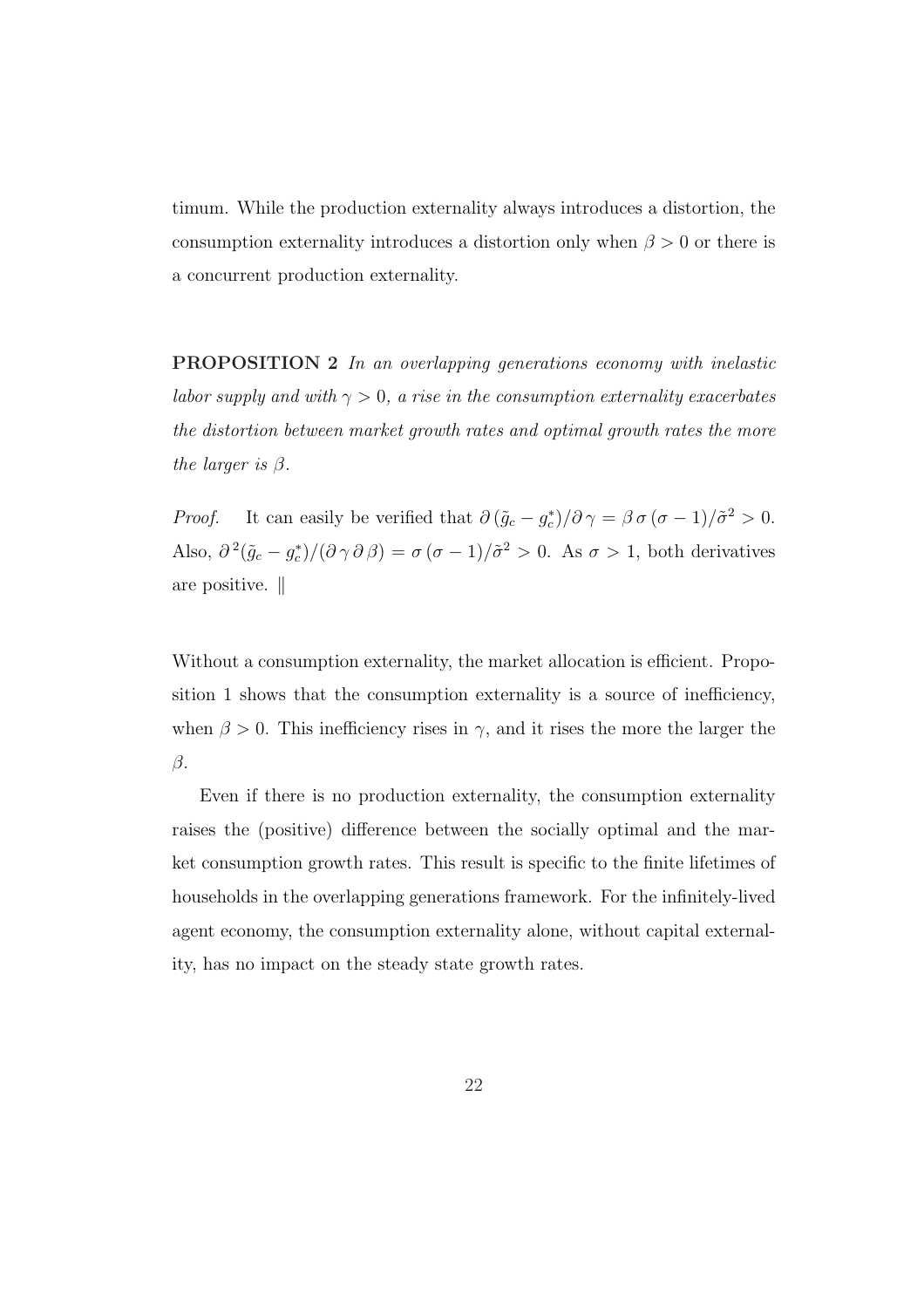timum. While the production externality always introduces a distortion, the consumption externality introduces a distortion only when $\beta > 0$ or there is a concurrent production externality.

**PROPOSITION 2** *In an overlapping generations economy with inelastic labor supply and with $\gamma > 0$, a rise in the consumption externality exacerbates the distortion between market growth rates and optimal growth rates the more the larger is $\beta$.*

*Proof.* It can easily be verified that $\partial(\tilde{g}_c - g_c^*)/\partial\gamma = \beta\,\sigma\,(\sigma - 1)/\tilde{\sigma}^2 > 0$. Also, $\partial^2(\tilde{g}_c - g_c^*)/(\partial\gamma\,\partial\beta) = \sigma\,(\sigma - 1)/\tilde{\sigma}^2 > 0$. As $\sigma > 1$, both derivatives are positive. ‖

Without a consumption externality, the market allocation is efficient. Proposition 1 shows that the consumption externality is a source of inefficiency, when $\beta > 0$. This inefficiency rises in $\gamma$, and it rises the more the larger the $\beta$.

Even if there is no production externality, the consumption externality raises the (positive) difference between the socially optimal and the market consumption growth rates. This result is specific to the finite lifetimes of households in the overlapping generations framework. For the infinitely-lived agent economy, the consumption externality alone, without capital externality, has no impact on the steady state growth rates.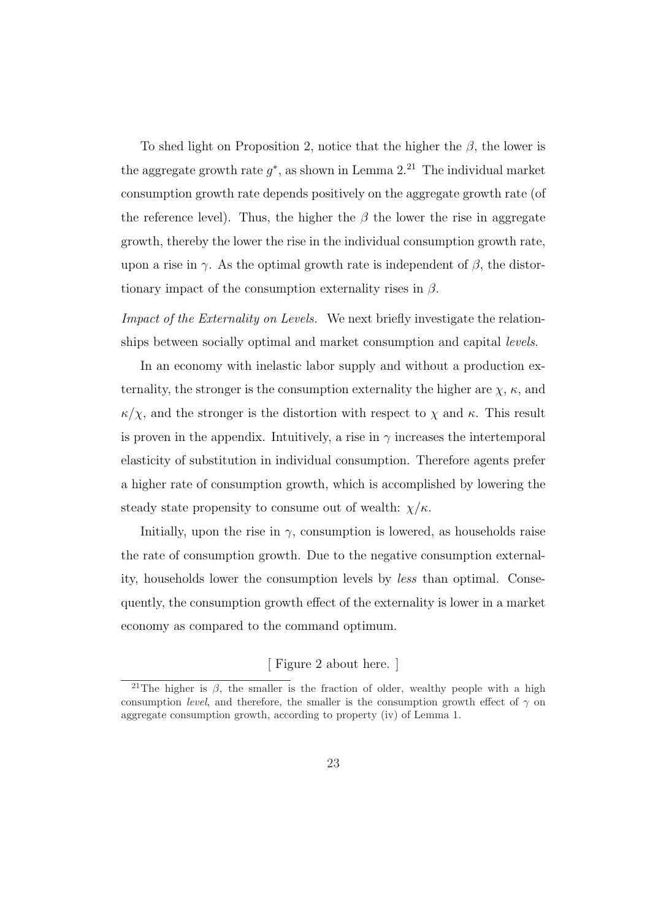To shed light on Proposition 2, notice that the higher the $\beta$, the lower is the aggregate growth rate $g^*$, as shown in Lemma 2.[21] The individual market consumption growth rate depends positively on the aggregate growth rate (of the reference level). Thus, the higher the $\beta$ the lower the rise in aggregate growth, thereby the lower the rise in the individual consumption growth rate, upon a rise in $\gamma$. As the optimal growth rate is independent of $\beta$, the distortionary impact of the consumption externality rises in $\beta$.

*Impact of the Externality on Levels.* We next briefly investigate the relationships between socially optimal and market consumption and capital *levels*.

In an economy with inelastic labor supply and without a production externality, the stronger is the consumption externality the higher are $\chi$, $\kappa$, and $\kappa/\chi$, and the stronger is the distortion with respect to $\chi$ and $\kappa$. This result is proven in the appendix. Intuitively, a rise in $\gamma$ increases the intertemporal elasticity of substitution in individual consumption. Therefore agents prefer a higher rate of consumption growth, which is accomplished by lowering the steady state propensity to consume out of wealth: $\chi/\kappa$.

Initially, upon the rise in $\gamma$, consumption is lowered, as households raise the rate of consumption growth. Due to the negative consumption externality, households lower the consumption levels by *less* than optimal. Consequently, the consumption growth effect of the externality is lower in a market economy as compared to the command optimum.

[ Figure 2 about here. ]

[21] The higher is $\beta$, the smaller is the fraction of older, wealthy people with a high consumption *level*, and therefore, the smaller is the consumption growth effect of $\gamma$ on aggregate consumption growth, according to property (iv) of Lemma 1.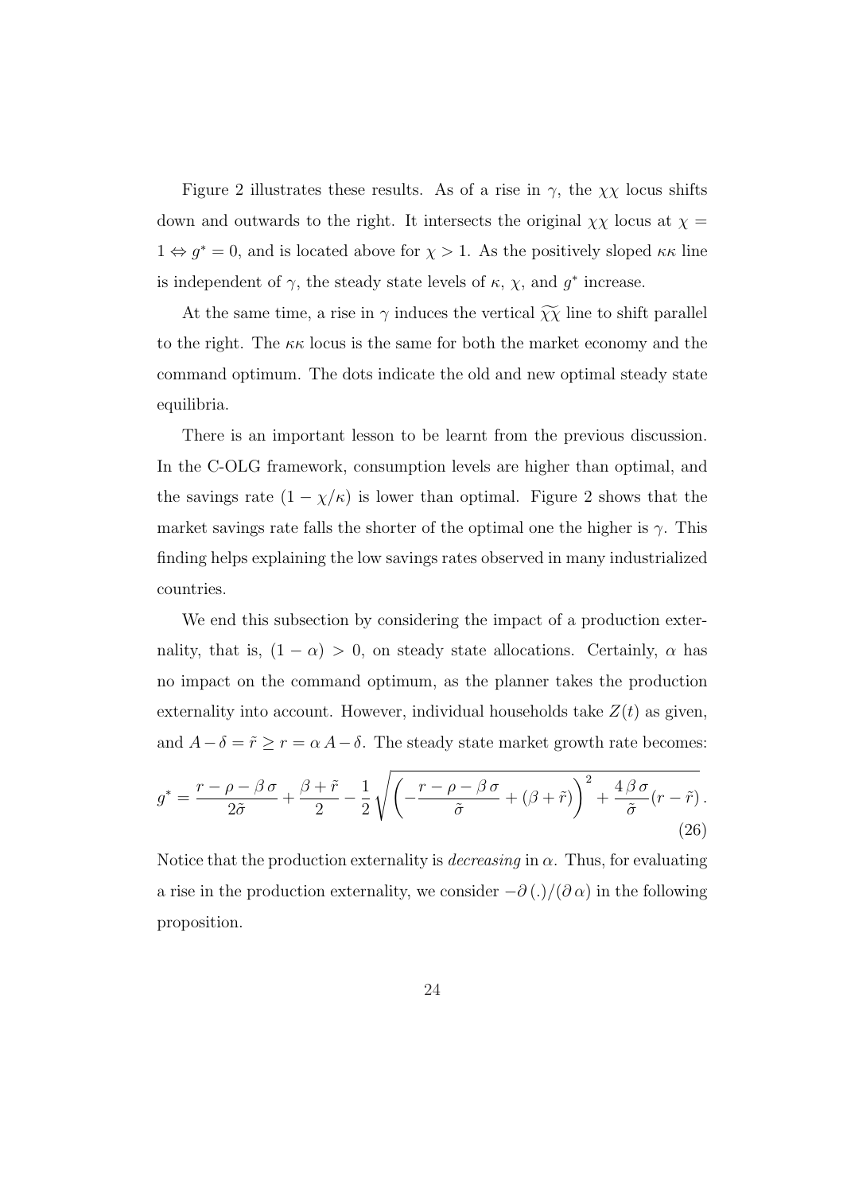Figure 2 illustrates these results. As of a rise in $\gamma$, the $\chi\chi$ locus shifts down and outwards to the right. It intersects the original $\chi\chi$ locus at $\chi = 1 \Leftrightarrow g^* = 0$, and is located above for $\chi > 1$. As the positively sloped $\kappa\kappa$ line is independent of $\gamma$, the steady state levels of $\kappa$, $\chi$, and $g^*$ increase.

At the same time, a rise in $\gamma$ induces the vertical $\widetilde{\chi\chi}$ line to shift parallel to the right. The $\kappa\kappa$ locus is the same for both the market economy and the command optimum. The dots indicate the old and new optimal steady state equilibria.

There is an important lesson to be learnt from the previous discussion. In the C-OLG framework, consumption levels are higher than optimal, and the savings rate $(1 - \chi/\kappa)$ is lower than optimal. Figure 2 shows that the market savings rate falls the shorter of the optimal one the higher is $\gamma$. This finding helps explaining the low savings rates observed in many industrialized countries.

We end this subsection by considering the impact of a production externality, that is, $(1 - \alpha) > 0$, on steady state allocations. Certainly, $\alpha$ has no impact on the command optimum, as the planner takes the production externality into account. However, individual households take $Z(t)$ as given, and $A - \delta = \tilde{r} \geq r = \alpha\, A - \delta$. The steady state market growth rate becomes:

$$g^* = \frac{r - \rho - \beta\,\sigma}{2\tilde{\sigma}} + \frac{\beta + \tilde{r}}{2} - \frac{1}{2}\sqrt{\left(-\frac{r - \rho - \beta\,\sigma}{\tilde{\sigma}} + (\beta + \tilde{r})\right)^2 + \frac{4\,\beta\,\sigma}{\tilde{\sigma}}(r - \tilde{r})}\,. \tag{26}$$

Notice that the production externality is *decreasing* in $\alpha$. Thus, for evaluating a rise in the production externality, we consider $-\partial\,(.)/(\partial\,\alpha)$ in the following proposition.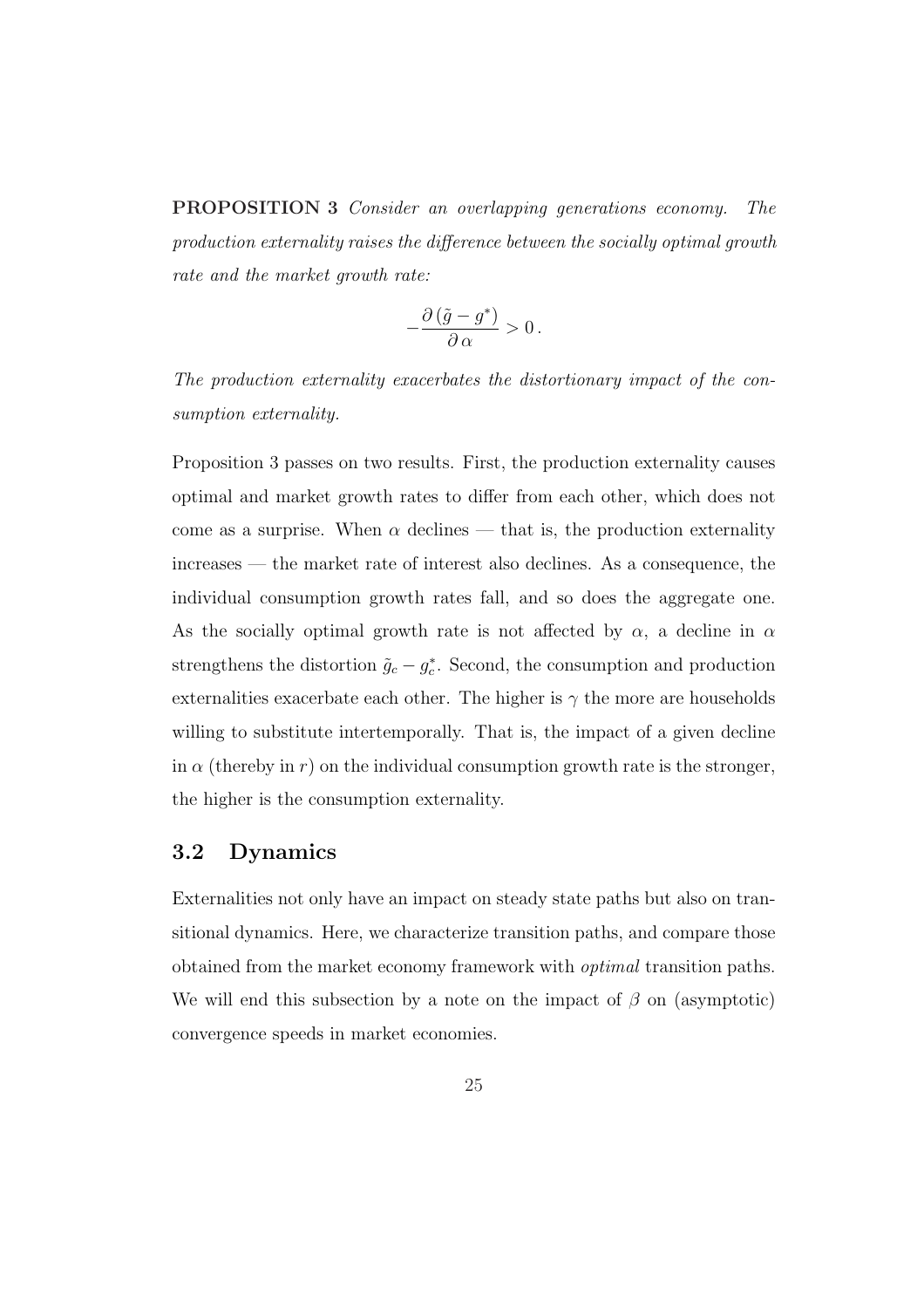**PROPOSITION 3** *Consider an overlapping generations economy. The production externality raises the difference between the socially optimal growth rate and the market growth rate:*

$$-\frac{\partial\,(\tilde{g} - g^*)}{\partial\,\alpha} > 0\,.$$

*The production externality exacerbates the distortionary impact of the consumption externality.*

Proposition 3 passes on two results. First, the production externality causes optimal and market growth rates to differ from each other, which does not come as a surprise. When $\alpha$ declines — that is, the production externality increases — the market rate of interest also declines. As a consequence, the individual consumption growth rates fall, and so does the aggregate one. As the socially optimal growth rate is not affected by $\alpha$, a decline in $\alpha$ strengthens the distortion $\tilde{g}_c - g_c^*$. Second, the consumption and production externalities exacerbate each other. The higher is $\gamma$ the more are households willing to substitute intertemporally. That is, the impact of a given decline in $\alpha$ (thereby in $r$) on the individual consumption growth rate is the stronger, the higher is the consumption externality.

## 3.2 Dynamics

Externalities not only have an impact on steady state paths but also on transitional dynamics. Here, we characterize transition paths, and compare those obtained from the market economy framework with *optimal* transition paths. We will end this subsection by a note on the impact of $\beta$ on (asymptotic) convergence speeds in market economies.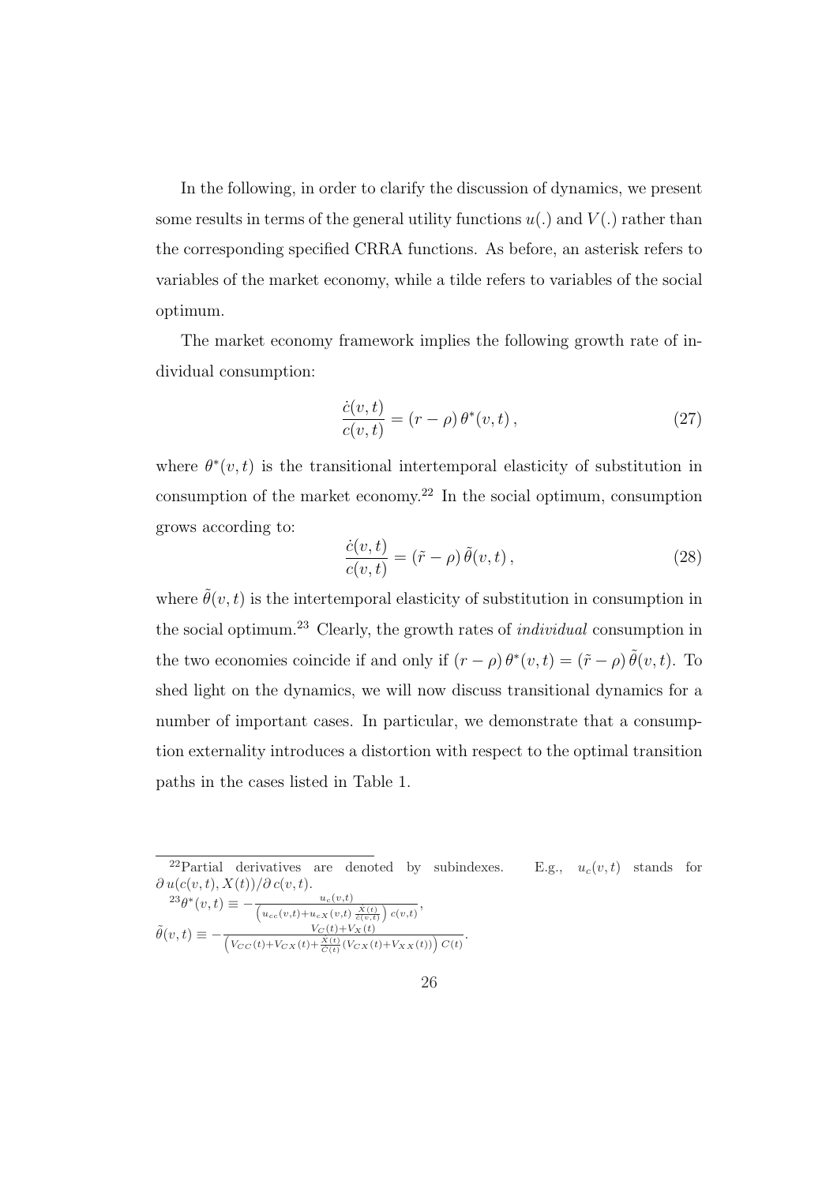In the following, in order to clarify the discussion of dynamics, we present some results in terms of the general utility functions $u(.)$ and $V(.)$ rather than the corresponding specified CRRA functions. As before, an asterisk refers to variables of the market economy, while a tilde refers to variables of the social optimum.

The market economy framework implies the following growth rate of individual consumption:

$$\frac{\dot{c}(v,t)}{c(v,t)} = (r - \rho)\,\theta^*(v,t)\,, \tag{27}$$

where $\theta^*(v,t)$ is the transitional intertemporal elasticity of substitution in consumption of the market economy.[22] In the social optimum, consumption grows according to:

$$\frac{\dot{c}(v,t)}{c(v,t)} = (\tilde{r} - \rho)\,\tilde{\theta}(v,t)\,, \tag{28}$$

where $\tilde{\theta}(v,t)$ is the intertemporal elasticity of substitution in consumption in the social optimum.[23] Clearly, the growth rates of *individual* consumption in the two economies coincide if and only if $(r-\rho)\,\theta^*(v,t) = (\tilde{r}-\rho)\,\tilde{\theta}(v,t)$. To shed light on the dynamics, we will now discuss transitional dynamics for a number of important cases. In particular, we demonstrate that a consumption externality introduces a distortion with respect to the optimal transition paths in the cases listed in Table 1.

[22] Partial derivatives are denoted by subindexes. E.g., $u_c(v,t)$ stands for $\partial\, u(c(v,t), X(t))/\partial\, c(v,t)$.

[23] $\theta^*(v,t) \equiv -\frac{u_c(v,t)}{\left(u_{cc}(v,t)+u_{cX}(v,t)\,\frac{\dot{X}(t)}{\dot{c}(v,t)}\right)\,c(v,t)}$,

$\tilde{\theta}(v,t) \equiv -\frac{V_C(t)+V_X(t)}{\left(V_{CC}(t)+V_{CX}(t)+\frac{\dot{X}(t)}{\dot{C}(t)}\left(V_{CX}(t)+V_{XX}(t)\right)\right)\,C(t)}$.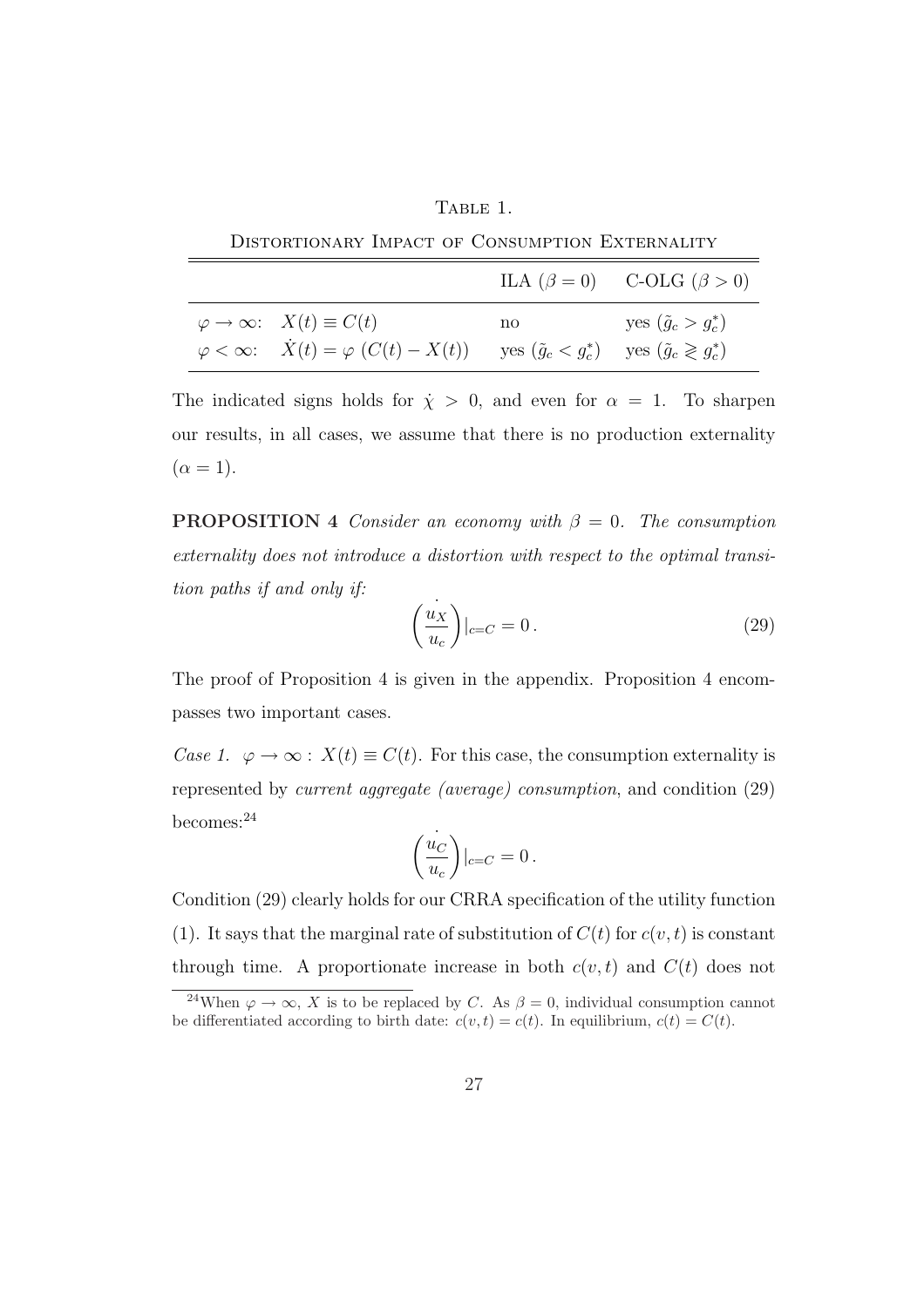Table 1.

Distortionary Impact of Consumption Externality

| | ILA ($\beta = 0$) | C-OLG ($\beta > 0$) |
|---|---|---|
| $\varphi \to \infty$: $X(t) \equiv C(t)$ | no | yes ($\tilde{g}_c > g_c^*$) |
| $\varphi < \infty$: $\dot{X}(t) = \varphi\ (C(t) - X(t))$ | yes ($\tilde{g}_c < g_c^*$) | yes ($\tilde{g}_c \gtrless g_c^*$) |

The indicated signs holds for $\dot{\chi} > 0$, and even for $\alpha = 1$. To sharpen our results, in all cases, we assume that there is no production externality ($\alpha = 1$).

**PROPOSITION 4** *Consider an economy with $\beta = 0$. The consumption externality does not introduce a distortion with respect to the optimal transition paths if and only if:*

$$\dot{\left(\frac{u_X}{u_c}\right)}|_{c=C} = 0\,. \tag{29}$$

The proof of Proposition 4 is given in the appendix. Proposition 4 encompasses two important cases.

*Case 1.* $\varphi \to \infty : X(t) \equiv C(t)$. For this case, the consumption externality is represented by *current aggregate (average) consumption*, and condition (29) becomes:[24]

$$\dot{\left(\frac{u_C}{u_c}\right)}|_{c=C} = 0\,.$$

Condition (29) clearly holds for our CRRA specification of the utility function (1). It says that the marginal rate of substitution of $C(t)$ for $c(v,t)$ is constant through time. A proportionate increase in both $c(v,t)$ and $C(t)$ does not

[24]When $\varphi \to \infty$, $X$ is to be replaced by $C$. As $\beta = 0$, individual consumption cannot be differentiated according to birth date: $c(v,t) = c(t)$. In equilibrium, $c(t) = C(t)$.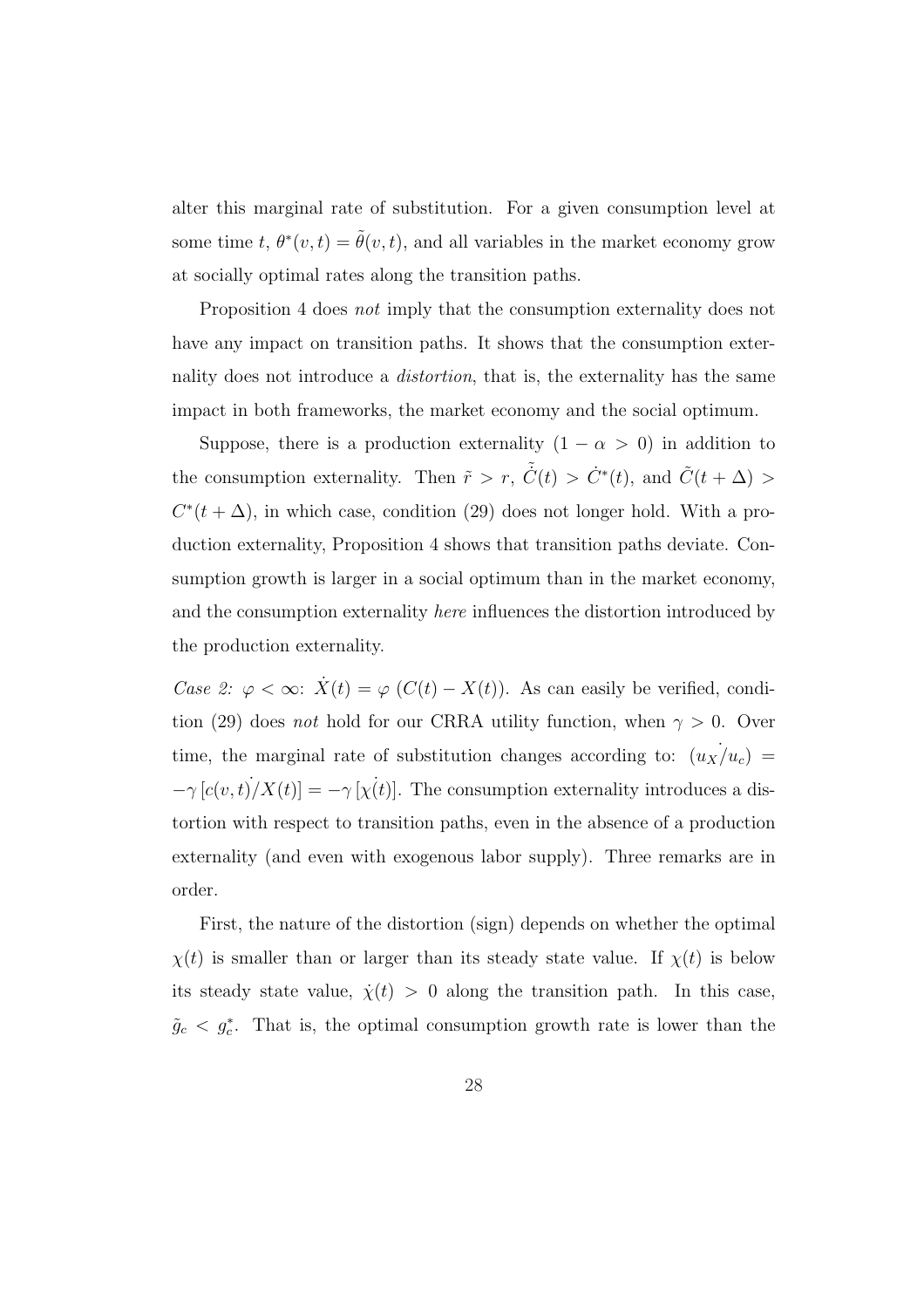alter this marginal rate of substitution. For a given consumption level at some time $t$, $\theta^*(v,t) = \tilde{\theta}(v,t)$, and all variables in the market economy grow at socially optimal rates along the transition paths.

Proposition 4 does *not* imply that the consumption externality does not have any impact on transition paths. It shows that the consumption externality does not introduce a *distortion*, that is, the externality has the same impact in both frameworks, the market economy and the social optimum.

Suppose, there is a production externality $(1 - \alpha > 0)$ in addition to the consumption externality. Then $\tilde{r} > r$, $\dot{\tilde{C}}(t) > \dot{C}^*(t)$, and $\tilde{C}(t + \Delta) > C^*(t + \Delta)$, in which case, condition (29) does not longer hold. With a production externality, Proposition 4 shows that transition paths deviate. Consumption growth is larger in a social optimum than in the market economy, and the consumption externality *here* influences the distortion introduced by the production externality.

*Case 2:* $\varphi < \infty$: $\dot{X}(t) = \varphi \left(C(t) - X(t)\right)$. As can easily be verified, condition (29) does *not* hold for our CRRA utility function, when $\gamma > 0$. Over time, the marginal rate of substitution changes according to: $\dot{(u_X/u_c)} = -\gamma \,\dot{[c(v,t)/X(t)]} = -\gamma \,[\dot{\chi(t)}]$. The consumption externality introduces a distortion with respect to transition paths, even in the absence of a production externality (and even with exogenous labor supply). Three remarks are in order.

First, the nature of the distortion (sign) depends on whether the optimal $\chi(t)$ is smaller than or larger than its steady state value. If $\chi(t)$ is below its steady state value, $\dot{\chi}(t) > 0$ along the transition path. In this case, $\tilde{g}_c < g_c^*$. That is, the optimal consumption growth rate is lower than the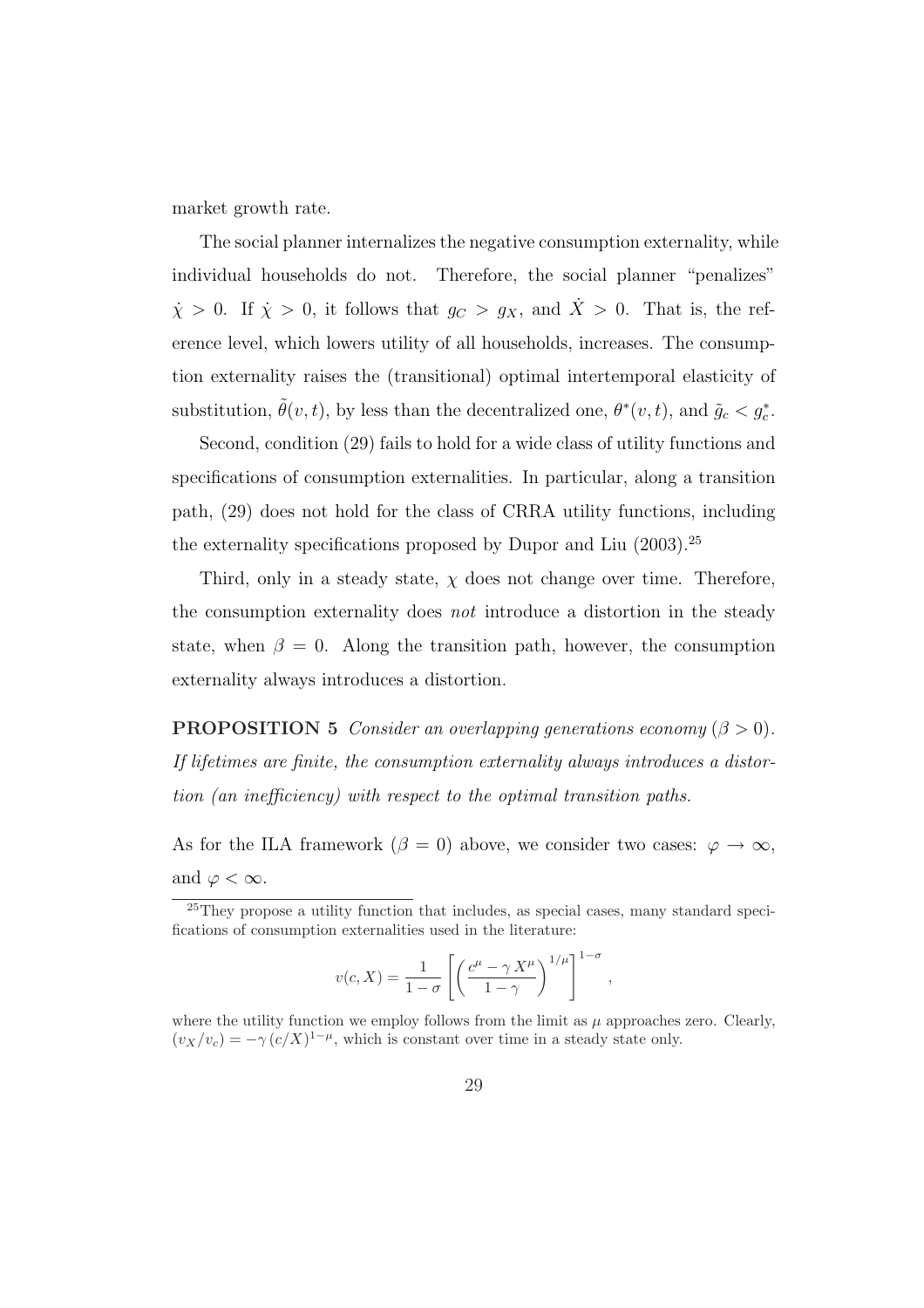market growth rate.

The social planner internalizes the negative consumption externality, while individual households do not. Therefore, the social planner "penalizes" $\dot{\chi} > 0$. If $\dot{\chi} > 0$, it follows that $g_C > g_X$, and $\dot{X} > 0$. That is, the reference level, which lowers utility of all households, increases. The consumption externality raises the (transitional) optimal intertemporal elasticity of substitution, $\tilde{\theta}(v, t)$, by less than the decentralized one, $\theta^*(v, t)$, and $\tilde{g}_c < g_c^*$.

Second, condition (29) fails to hold for a wide class of utility functions and specifications of consumption externalities. In particular, along a transition path, (29) does not hold for the class of CRRA utility functions, including the externality specifications proposed by Dupor and Liu (2003).[25]

Third, only in a steady state, $\chi$ does not change over time. Therefore, the consumption externality does *not* introduce a distortion in the steady state, when $\beta = 0$. Along the transition path, however, the consumption externality always introduces a distortion.

**PROPOSITION 5** *Consider an overlapping generations economy ($\beta > 0$). If lifetimes are finite, the consumption externality always introduces a distortion (an inefficiency) with respect to the optimal transition paths.*

As for the ILA framework ($\beta = 0$) above, we consider two cases: $\varphi \to \infty$, and $\varphi < \infty$.

---

[25] They propose a utility function that includes, as special cases, many standard specifications of consumption externalities used in the literature:

$$v(c, X) = \frac{1}{1-\sigma}\left[\left(\frac{c^{\mu} - \gamma\, X^{\mu}}{1-\gamma}\right)^{1/\mu}\right]^{1-\sigma},$$

where the utility function we employ follows from the limit as $\mu$ approaches zero. Clearly, $(v_X/v_c) = -\gamma\,(c/X)^{1-\mu}$, which is constant over time in a steady state only.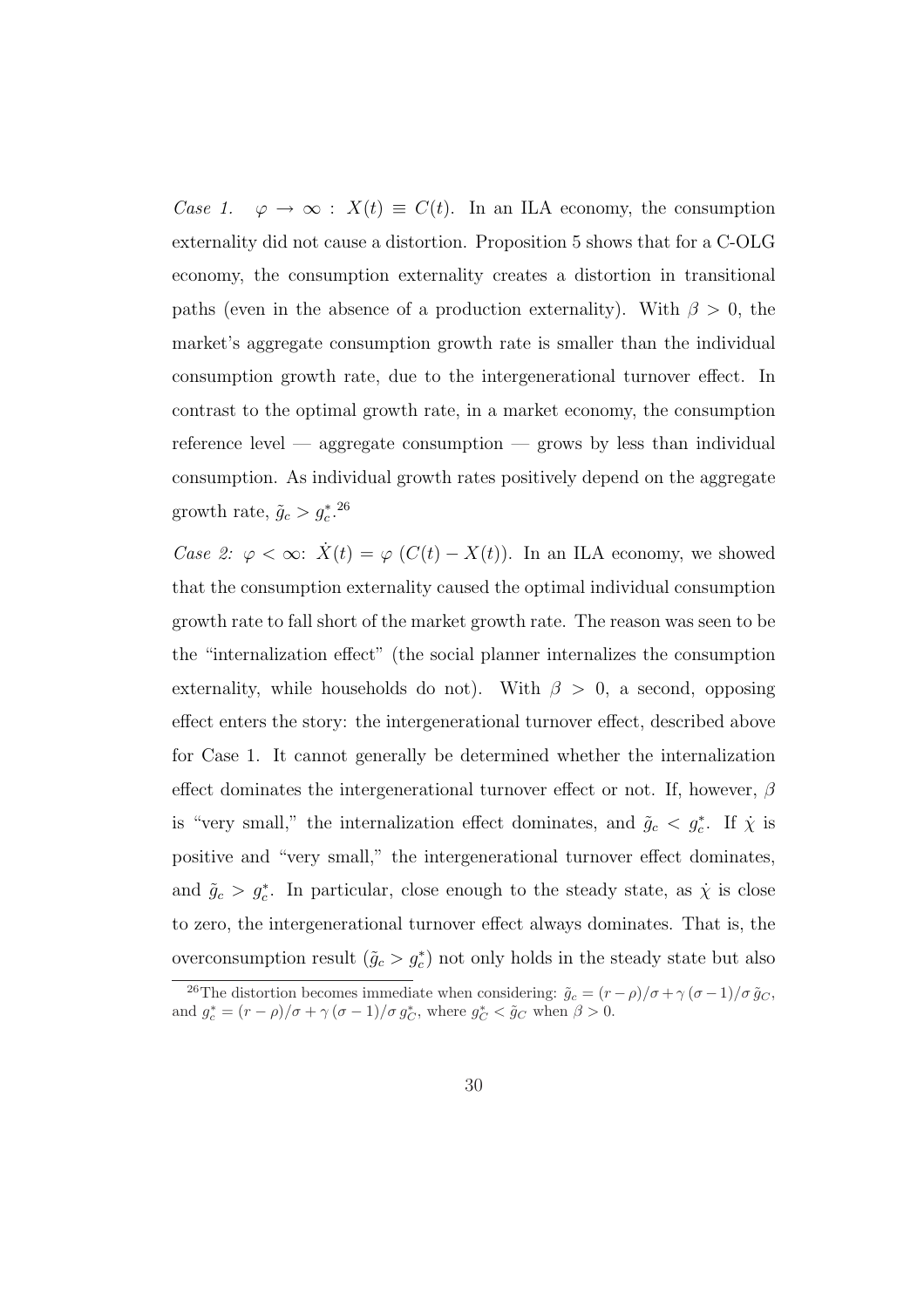*Case 1.* $\varphi \to \infty$ : $X(t) \equiv C(t)$. In an ILA economy, the consumption externality did not cause a distortion. Proposition 5 shows that for a C-OLG economy, the consumption externality creates a distortion in transitional paths (even in the absence of a production externality). With $\beta > 0$, the market's aggregate consumption growth rate is smaller than the individual consumption growth rate, due to the intergenerational turnover effect. In contrast to the optimal growth rate, in a market economy, the consumption reference level — aggregate consumption — grows by less than individual consumption. As individual growth rates positively depend on the aggregate growth rate, $\tilde{g}_c > g_c^*$.[26]

*Case 2:* $\varphi < \infty$: $\dot{X}(t) = \varphi \, (C(t) - X(t))$. In an ILA economy, we showed that the consumption externality caused the optimal individual consumption growth rate to fall short of the market growth rate. The reason was seen to be the "internalization effect" (the social planner internalizes the consumption externality, while households do not). With $\beta > 0$, a second, opposing effect enters the story: the intergenerational turnover effect, described above for Case 1. It cannot generally be determined whether the internalization effect dominates the intergenerational turnover effect or not. If, however, $\beta$ is "very small," the internalization effect dominates, and $\tilde{g}_c < g_c^*$. If $\dot{\chi}$ is positive and "very small," the intergenerational turnover effect dominates, and $\tilde{g}_c > g_c^*$. In particular, close enough to the steady state, as $\dot{\chi}$ is close to zero, the intergenerational turnover effect always dominates. That is, the overconsumption result ($\tilde{g}_c > g_c^*$) not only holds in the steady state but also

[26] The distortion becomes immediate when considering: $\tilde{g}_c = (r-\rho)/\sigma + \gamma\,(\sigma-1)/\sigma\,\tilde{g}_C$, and $g_c^* = (r-\rho)/\sigma + \gamma\,(\sigma-1)/\sigma\,g_C^*$, where $g_C^* < \tilde{g}_C$ when $\beta > 0$.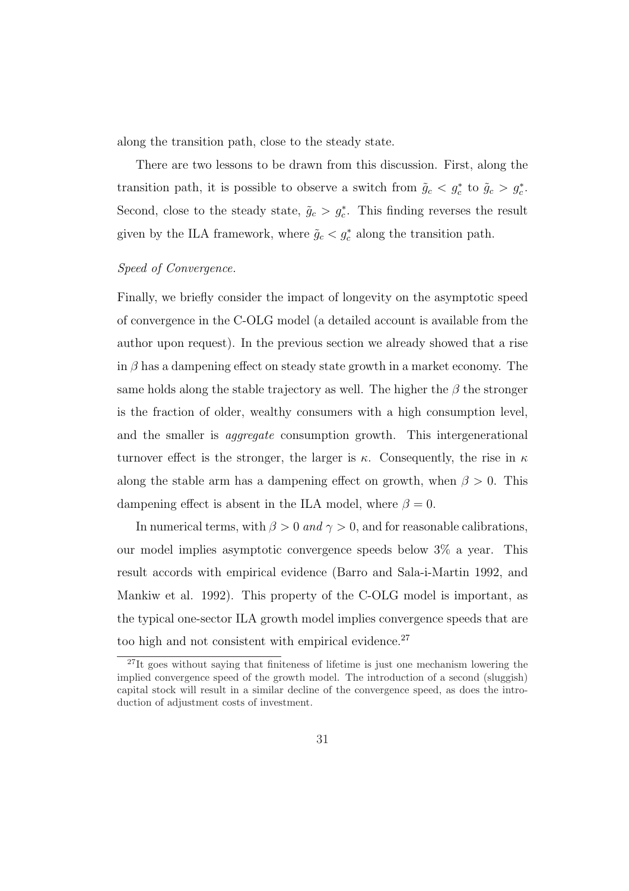along the transition path, close to the steady state.

There are two lessons to be drawn from this discussion. First, along the transition path, it is possible to observe a switch from $\tilde{g}_c < g_c^*$ to $\tilde{g}_c > g_c^*$. Second, close to the steady state, $\tilde{g}_c > g_c^*$. This finding reverses the result given by the ILA framework, where $\tilde{g}_c < g_c^*$ along the transition path.

*Speed of Convergence.*

Finally, we briefly consider the impact of longevity on the asymptotic speed of convergence in the C-OLG model (a detailed account is available from the author upon request). In the previous section we already showed that a rise in $\beta$ has a dampening effect on steady state growth in a market economy. The same holds along the stable trajectory as well. The higher the $\beta$ the stronger is the fraction of older, wealthy consumers with a high consumption level, and the smaller is *aggregate* consumption growth. This intergenerational turnover effect is the stronger, the larger is $\kappa$. Consequently, the rise in $\kappa$ along the stable arm has a dampening effect on growth, when $\beta > 0$. This dampening effect is absent in the ILA model, where $\beta = 0$.

In numerical terms, with $\beta > 0$ *and* $\gamma > 0$, and for reasonable calibrations, our model implies asymptotic convergence speeds below 3% a year. This result accords with empirical evidence (Barro and Sala-i-Martin 1992, and Mankiw et al. 1992). This property of the C-OLG model is important, as the typical one-sector ILA growth model implies convergence speeds that are too high and not consistent with empirical evidence.[27]

[27] It goes without saying that finiteness of lifetime is just one mechanism lowering the implied convergence speed of the growth model. The introduction of a second (sluggish) capital stock will result in a similar decline of the convergence speed, as does the introduction of adjustment costs of investment.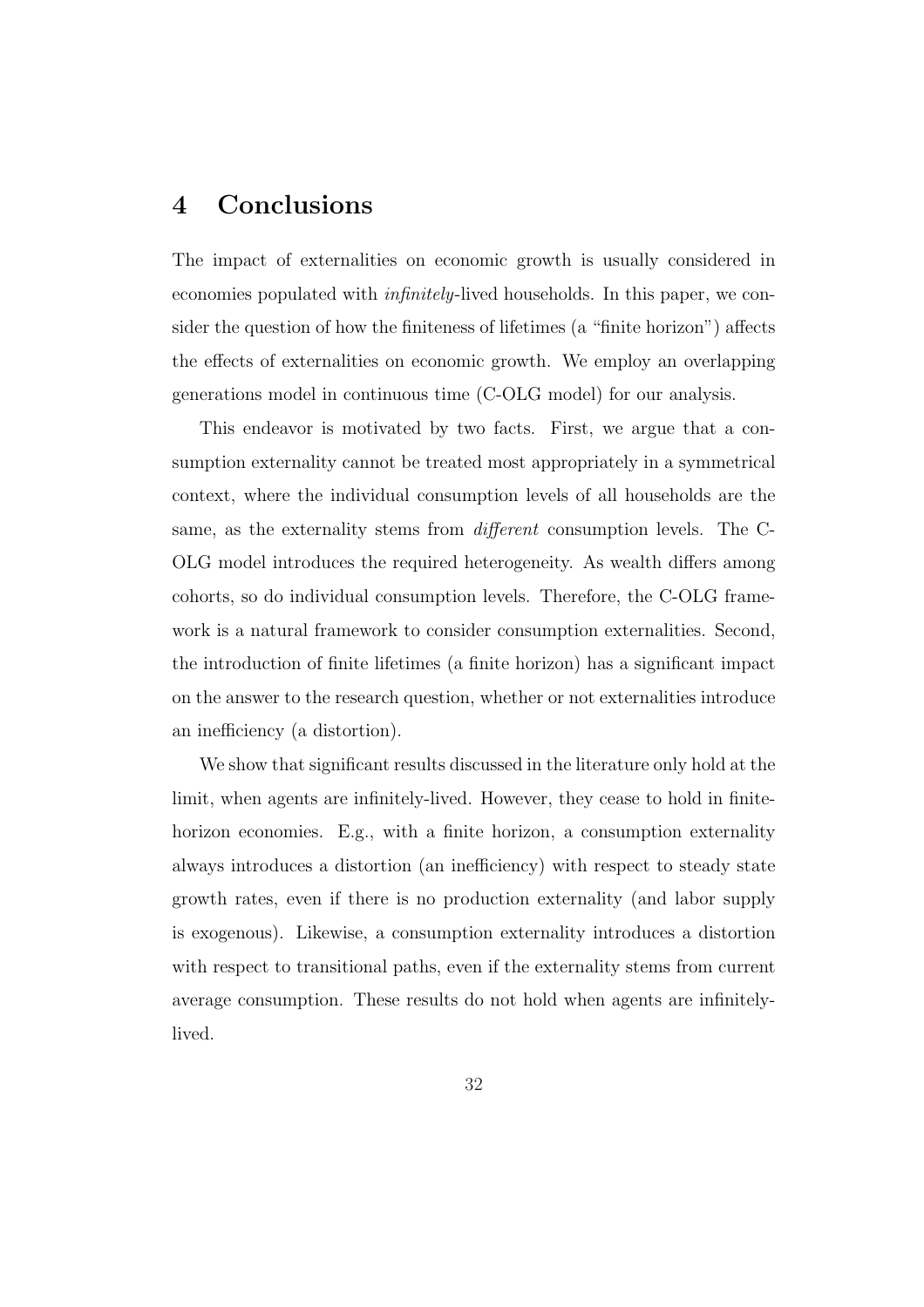# 4 Conclusions

The impact of externalities on economic growth is usually considered in economies populated with *infinitely*-lived households. In this paper, we consider the question of how the finiteness of lifetimes (a "finite horizon") affects the effects of externalities on economic growth. We employ an overlapping generations model in continuous time (C-OLG model) for our analysis.

This endeavor is motivated by two facts. First, we argue that a consumption externality cannot be treated most appropriately in a symmetrical context, where the individual consumption levels of all households are the same, as the externality stems from *different* consumption levels. The C-OLG model introduces the required heterogeneity. As wealth differs among cohorts, so do individual consumption levels. Therefore, the C-OLG framework is a natural framework to consider consumption externalities. Second, the introduction of finite lifetimes (a finite horizon) has a significant impact on the answer to the research question, whether or not externalities introduce an inefficiency (a distortion).

We show that significant results discussed in the literature only hold at the limit, when agents are infinitely-lived. However, they cease to hold in finite-horizon economies. E.g., with a finite horizon, a consumption externality always introduces a distortion (an inefficiency) with respect to steady state growth rates, even if there is no production externality (and labor supply is exogenous). Likewise, a consumption externality introduces a distortion with respect to transitional paths, even if the externality stems from current average consumption. These results do not hold when agents are infinitely-lived.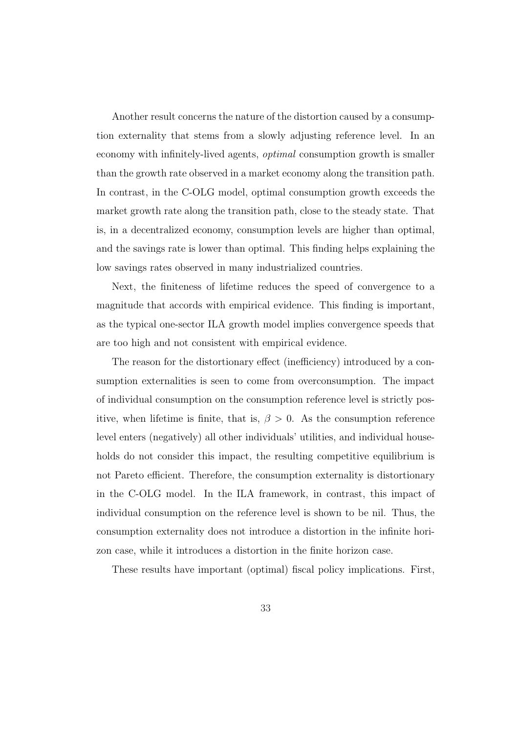Another result concerns the nature of the distortion caused by a consumption externality that stems from a slowly adjusting reference level. In an economy with infinitely-lived agents, *optimal* consumption growth is smaller than the growth rate observed in a market economy along the transition path. In contrast, in the C-OLG model, optimal consumption growth exceeds the market growth rate along the transition path, close to the steady state. That is, in a decentralized economy, consumption levels are higher than optimal, and the savings rate is lower than optimal. This finding helps explaining the low savings rates observed in many industrialized countries.

Next, the finiteness of lifetime reduces the speed of convergence to a magnitude that accords with empirical evidence. This finding is important, as the typical one-sector ILA growth model implies convergence speeds that are too high and not consistent with empirical evidence.

The reason for the distortionary effect (inefficiency) introduced by a consumption externalities is seen to come from overconsumption. The impact of individual consumption on the consumption reference level is strictly positive, when lifetime is finite, that is, $\beta > 0$. As the consumption reference level enters (negatively) all other individuals' utilities, and individual households do not consider this impact, the resulting competitive equilibrium is not Pareto efficient. Therefore, the consumption externality is distortionary in the C-OLG model. In the ILA framework, in contrast, this impact of individual consumption on the reference level is shown to be nil. Thus, the consumption externality does not introduce a distortion in the infinite horizon case, while it introduces a distortion in the finite horizon case.

These results have important (optimal) fiscal policy implications. First,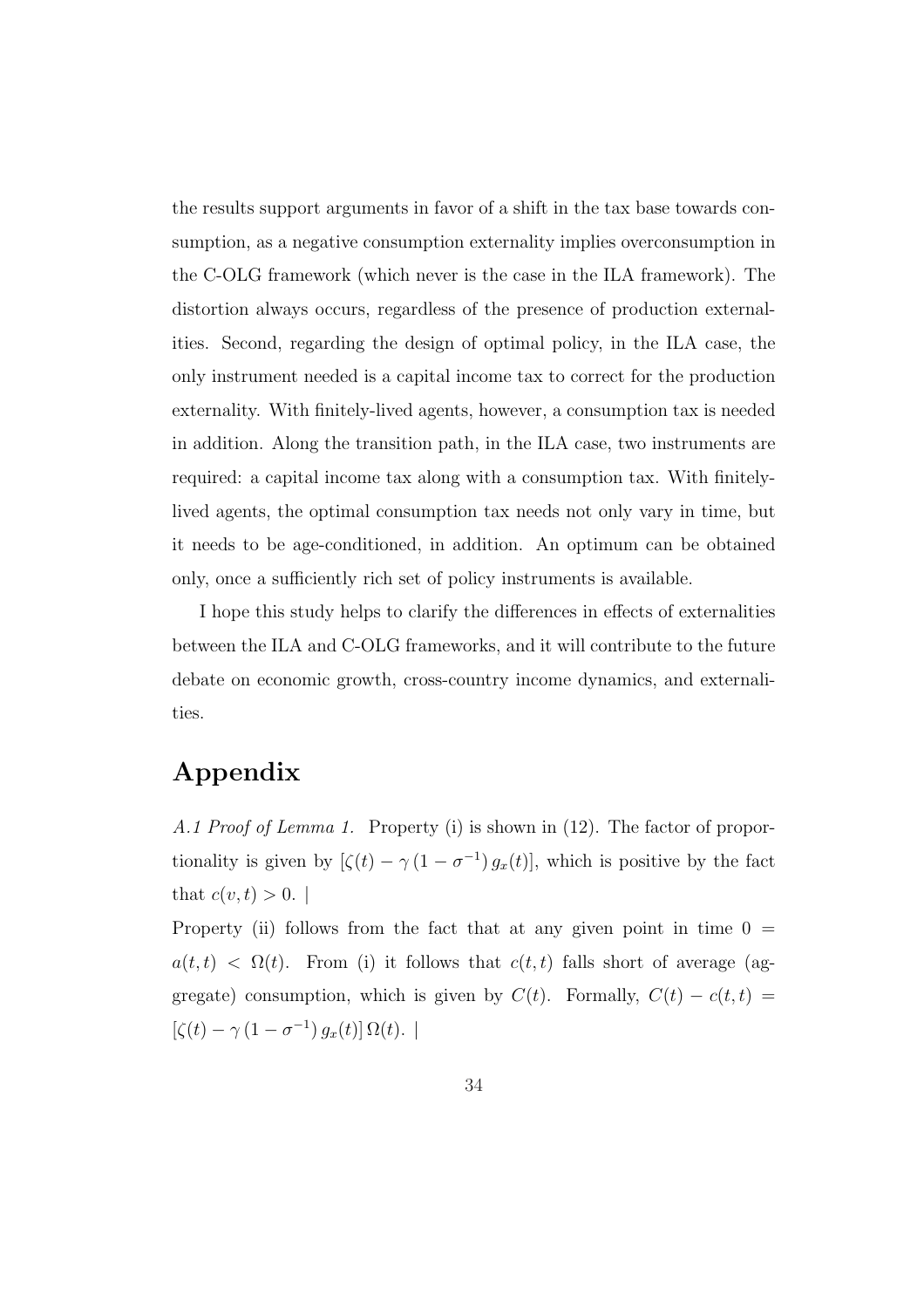the results support arguments in favor of a shift in the tax base towards consumption, as a negative consumption externality implies overconsumption in the C-OLG framework (which never is the case in the ILA framework). The distortion always occurs, regardless of the presence of production externalities. Second, regarding the design of optimal policy, in the ILA case, the only instrument needed is a capital income tax to correct for the production externality. With finitely-lived agents, however, a consumption tax is needed in addition. Along the transition path, in the ILA case, two instruments are required: a capital income tax along with a consumption tax. With finitely-lived agents, the optimal consumption tax needs not only vary in time, but it needs to be age-conditioned, in addition. An optimum can be obtained only, once a sufficiently rich set of policy instruments is available.

I hope this study helps to clarify the differences in effects of externalities between the ILA and C-OLG frameworks, and it will contribute to the future debate on economic growth, cross-country income dynamics, and externalities.

# Appendix

*A.1 Proof of Lemma 1.* Property (i) is shown in (12). The factor of proportionality is given by $[\zeta(t) - \gamma (1 - \sigma^{-1}) g_x(t)]$, which is positive by the fact that $c(v,t) > 0$. |

Property (ii) follows from the fact that at any given point in time $0 = a(t,t) < \Omega(t)$. From (i) it follows that $c(t,t)$ falls short of average (aggregate) consumption, which is given by $C(t)$. Formally, $C(t) - c(t,t) = [\zeta(t) - \gamma (1 - \sigma^{-1}) g_x(t)] \Omega(t)$. |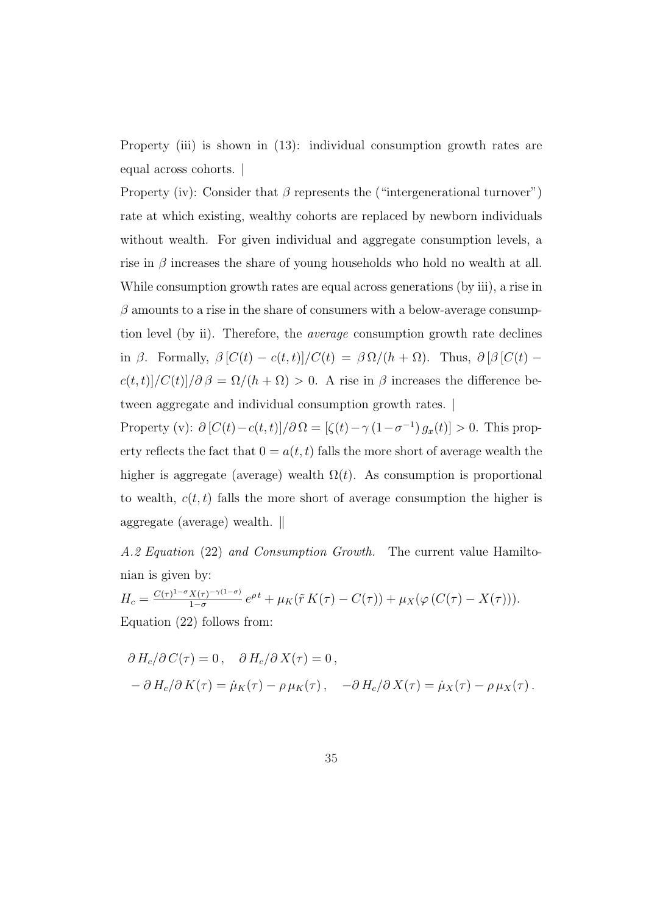Property (iii) is shown in (13): individual consumption growth rates are equal across cohorts. |

Property (iv): Consider that $\beta$ represents the ("intergenerational turnover") rate at which existing, wealthy cohorts are replaced by newborn individuals without wealth. For given individual and aggregate consumption levels, a rise in $\beta$ increases the share of young households who hold no wealth at all. While consumption growth rates are equal across generations (by iii), a rise in $\beta$ amounts to a rise in the share of consumers with a below-average consumption level (by ii). Therefore, the *average* consumption growth rate declines in $\beta$. Formally, $\beta\,[C(t) - c(t,t)]/C(t) = \beta\,\Omega/(h+\Omega)$. Thus, $\partial\,[\beta\,[C(t) - c(t,t)]/C(t)]/\partial\,\beta = \Omega/(h+\Omega) > 0$. A rise in $\beta$ increases the difference between aggregate and individual consumption growth rates. |

Property (v): $\partial\,[C(t) - c(t,t)]/\partial\,\Omega = [\zeta(t) - \gamma\,(1-\sigma^{-1})\,g_x(t)] > 0$. This property reflects the fact that $0 = a(t,t)$ falls the more short of average wealth the higher is aggregate (average) wealth $\Omega(t)$. As consumption is proportional to wealth, $c(t,t)$ falls the more short of average consumption the higher is aggregate (average) wealth. ‖

*A.2 Equation* (22) *and Consumption Growth.* The current value Hamiltonian is given by:

$H_c = \frac{C(\tau)^{1-\sigma} X(\tau)^{-\gamma(1-\sigma)}}{1-\sigma}\, e^{\rho\, t} + \mu_K(\tilde{r}\, K(\tau) - C(\tau)) + \mu_X(\varphi\,(C(\tau) - X(\tau)))$.

Equation (22) follows from:

$$
\begin{aligned}
&\partial\, H_c/\partial\, C(\tau) = 0\,, \quad \partial\, H_c/\partial\, X(\tau) = 0\,, \\
&-\partial\, H_c/\partial\, K(\tau) = \dot{\mu}_K(\tau) - \rho\, \mu_K(\tau)\,, \quad -\partial\, H_c/\partial\, X(\tau) = \dot{\mu}_X(\tau) - \rho\, \mu_X(\tau)\,.
\end{aligned}
$$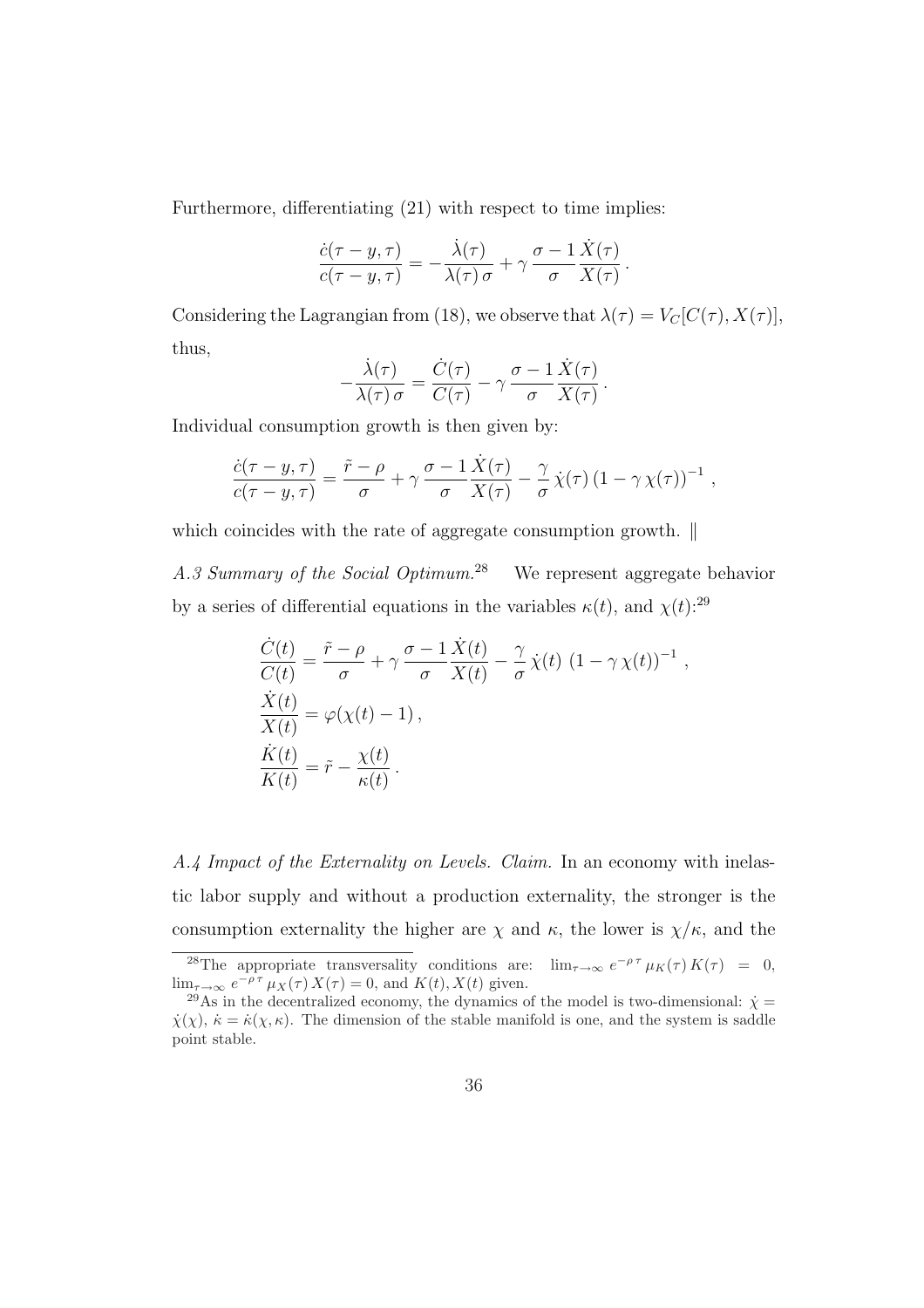Furthermore, differentiating (21) with respect to time implies:

$$\frac{\dot{c}(\tau - y, \tau)}{c(\tau - y, \tau)} = -\frac{\dot{\lambda}(\tau)}{\lambda(\tau)\,\sigma} + \gamma\,\frac{\sigma - 1}{\sigma}\frac{\dot{X}(\tau)}{X(\tau)}\,.$$

Considering the Lagrangian from (18), we observe that $\lambda(\tau) = V_C[C(\tau), X(\tau)]$, thus,

$$-\frac{\dot{\lambda}(\tau)}{\lambda(\tau)\,\sigma} = \frac{\dot{C}(\tau)}{C(\tau)} - \gamma\,\frac{\sigma - 1}{\sigma}\frac{\dot{X}(\tau)}{X(\tau)}\,.$$

Individual consumption growth is then given by:

$$\frac{\dot{c}(\tau - y, \tau)}{c(\tau - y, \tau)} = \frac{\tilde{r} - \rho}{\sigma} + \gamma\,\frac{\sigma - 1}{\sigma}\frac{\dot{X}(\tau)}{X(\tau)} - \frac{\gamma}{\sigma}\,\dot{\chi}(\tau)\,(1 - \gamma\,\chi(\tau))^{-1}\,,$$

which coincides with the rate of aggregate consumption growth. ‖

*A.3 Summary of the Social Optimum.*[28] We represent aggregate behavior by a series of differential equations in the variables $\kappa(t)$, and $\chi(t)$:[29]

$$\begin{aligned}
\frac{\dot{C}(t)}{C(t)} &= \frac{\tilde{r} - \rho}{\sigma} + \gamma\,\frac{\sigma - 1}{\sigma}\frac{\dot{X}(t)}{X(t)} - \frac{\gamma}{\sigma}\,\dot{\chi}(t)\,\left(1 - \gamma\,\chi(t)\right)^{-1}\,, \\
\frac{\dot{X}(t)}{X(t)} &= \varphi(\chi(t) - 1)\,, \\
\frac{\dot{K}(t)}{K(t)} &= \tilde{r} - \frac{\chi(t)}{\kappa(t)}\,.
\end{aligned}$$

*A.4 Impact of the Externality on Levels. Claim.* In an economy with inelastic labor supply and without a production externality, the stronger is the consumption externality the higher are $\chi$ and $\kappa$, the lower is $\chi/\kappa$, and the

[28] The appropriate transversality conditions are: $\lim_{\tau\to\infty} e^{-\rho\,\tau}\,\mu_K(\tau)\,K(\tau) = 0$, $\lim_{\tau\to\infty} e^{-\rho\,\tau}\,\mu_X(\tau)\,X(\tau) = 0$, and $K(t), X(t)$ given.

[29] As in the decentralized economy, the dynamics of the model is two-dimensional: $\dot{\chi} = \dot{\chi}(\chi)$, $\dot{\kappa} = \dot{\kappa}(\chi, \kappa)$. The dimension of the stable manifold is one, and the system is saddle point stable.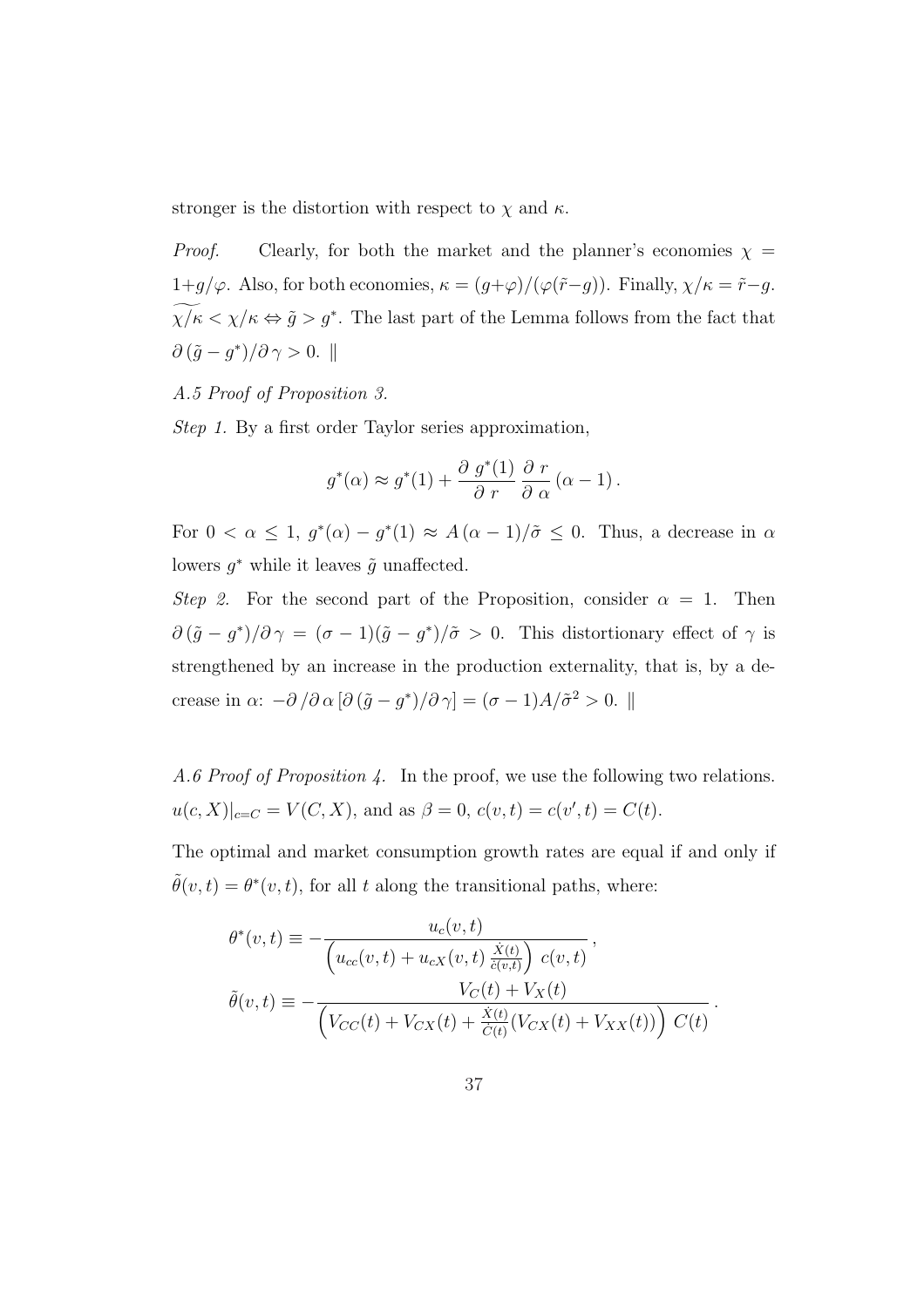stronger is the distortion with respect to $\chi$ and $\kappa$.

*Proof.* Clearly, for both the market and the planner's economies $\chi = 1+g/\varphi$. Also, for both economies, $\kappa = (g+\varphi)/(\varphi(\tilde{r}-g))$. Finally, $\chi/\kappa = \tilde{r}-g$. $\widetilde{\chi/\kappa} < \chi/\kappa \Leftrightarrow \tilde{g} > g^*$. The last part of the Lemma follows from the fact that $\partial\,(\tilde{g}-g^*)/\partial\,\gamma > 0$. ‖

*A.5 Proof of Proposition 3.*

*Step 1.* By a first order Taylor series approximation,

$$g^*(\alpha) \approx g^*(1) + \frac{\partial\, g^*(1)}{\partial\, r}\,\frac{\partial\, r}{\partial\, \alpha}\,(\alpha - 1)\,.$$

For $0 < \alpha \leq 1$, $g^*(\alpha) - g^*(1) \approx A\,(\alpha - 1)/\tilde{\sigma} \leq 0$. Thus, a decrease in $\alpha$ lowers $g^*$ while it leaves $\tilde{g}$ unaffected.

*Step 2.* For the second part of the Proposition, consider $\alpha = 1$. Then $\partial\,(\tilde{g}-g^*)/\partial\,\gamma = (\sigma-1)(\tilde{g}-g^*)/\tilde{\sigma} > 0$. This distortionary effect of $\gamma$ is strengthened by an increase in the production externality, that is, by a decrease in $\alpha$: $-\partial\,/\partial\,\alpha\,[\partial\,(\tilde{g}-g^*)/\partial\,\gamma] = (\sigma-1)A/\tilde{\sigma}^2 > 0$. ‖

*A.6 Proof of Proposition 4.* In the proof, we use the following two relations. $u(c,X)|_{c=C} = V(C,X)$, and as $\beta = 0$, $c(v,t) = c(v',t) = C(t)$.

The optimal and market consumption growth rates are equal if and only if $\tilde{\theta}(v,t) = \theta^*(v,t)$, for all $t$ along the transitional paths, where:

$$\theta^*(v,t) \equiv -\frac{u_c(v,t)}{\left(u_{cc}(v,t) + u_{cX}(v,t)\,\frac{\dot{X}(t)}{\dot{c}(v,t)}\right)\,c(v,t)}\,,$$

$$\tilde{\theta}(v,t) \equiv -\frac{V_C(t) + V_X(t)}{\left(V_{CC}(t) + V_{CX}(t) + \frac{\dot{X}(t)}{\dot{C}(t)}(V_{CX}(t) + V_{XX}(t))\right)\,C(t)}\,.$$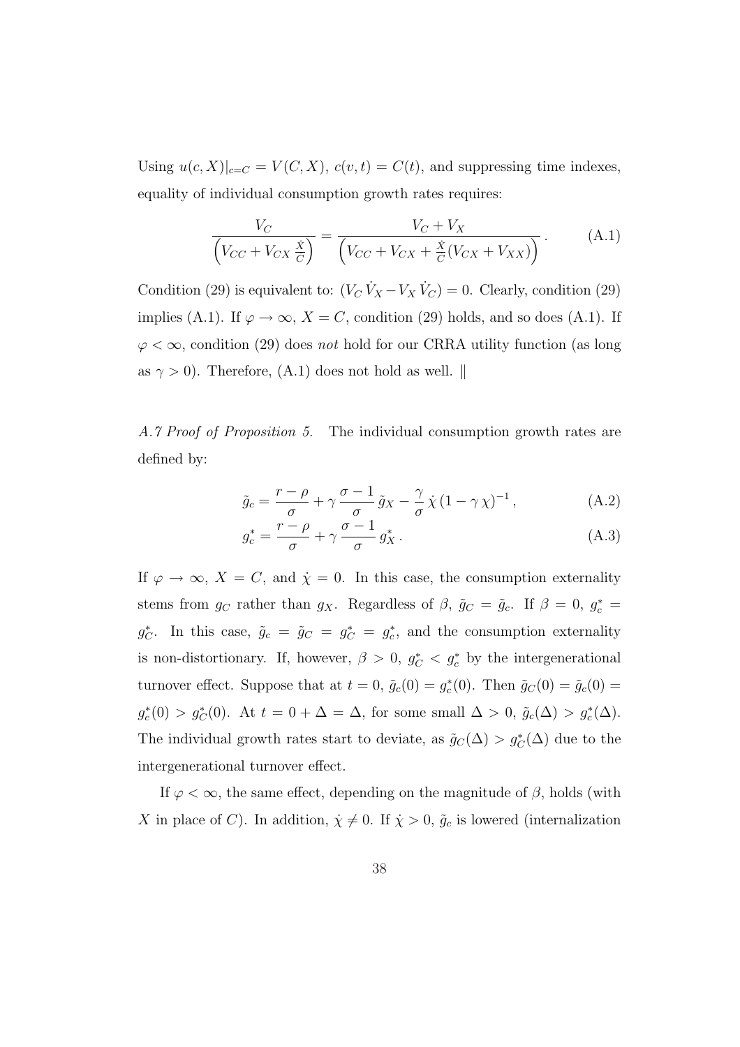Using $u(c,X)|_{c=C} = V(C,X)$, $c(v,t) = C(t)$, and suppressing time indexes, equality of individual consumption growth rates requires:

$$\frac{V_C}{\left(V_{CC} + V_{CX}\,\frac{\dot{X}}{C}\right)} = \frac{V_C + V_X}{\left(V_{CC} + V_{CX} + \frac{\dot{X}}{C}(V_{CX} + V_{XX})\right)}\,. \tag{A.1}$$

Condition (29) is equivalent to: $(V_C\,\dot{V}_X - V_X\,\dot{V}_C) = 0$. Clearly, condition (29) implies (A.1). If $\varphi \to \infty$, $X = C$, condition (29) holds, and so does (A.1). If $\varphi < \infty$, condition (29) does *not* hold for our CRRA utility function (as long as $\gamma > 0$). Therefore, (A.1) does not hold as well. ‖

*A.7 Proof of Proposition 5.* The individual consumption growth rates are defined by:

$$\tilde{g}_c = \frac{r-\rho}{\sigma} + \gamma\,\frac{\sigma-1}{\sigma}\,\tilde{g}_X - \frac{\gamma}{\sigma}\,\dot{\chi}\,(1-\gamma\,\chi)^{-1}\,, \tag{A.2}$$

$$g_c^* = \frac{r-\rho}{\sigma} + \gamma\,\frac{\sigma-1}{\sigma}\,g_X^*\,. \tag{A.3}$$

If $\varphi \to \infty$, $X = C$, and $\dot{\chi} = 0$. In this case, the consumption externality stems from $g_C$ rather than $g_X$. Regardless of $\beta$, $\tilde{g}_C = \tilde{g}_c$. If $\beta = 0$, $g_c^* = g_C^*$. In this case, $\tilde{g}_c = \tilde{g}_C = g_C^* = g_c^*$, and the consumption externality is non-distortionary. If, however, $\beta > 0$, $g_C^* < g_c^*$ by the intergenerational turnover effect. Suppose that at $t = 0$, $\tilde{g}_c(0) = g_c^*(0)$. Then $\tilde{g}_C(0) = \tilde{g}_c(0) = g_c^*(0) > g_C^*(0)$. At $t = 0 + \Delta = \Delta$, for some small $\Delta > 0$, $\tilde{g}_c(\Delta) > g_c^*(\Delta)$. The individual growth rates start to deviate, as $\tilde{g}_C(\Delta) > g_C^*(\Delta)$ due to the intergenerational turnover effect.

If $\varphi < \infty$, the same effect, depending on the magnitude of $\beta$, holds (with $X$ in place of $C$). In addition, $\dot{\chi} \neq 0$. If $\dot{\chi} > 0$, $\tilde{g}_c$ is lowered (internalization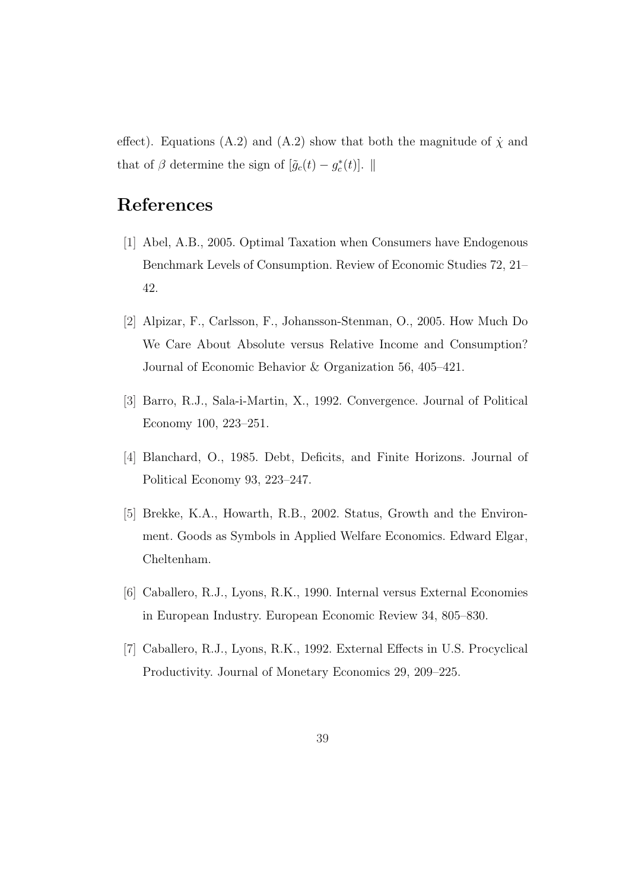effect). Equations (A.2) and (A.2) show that both the magnitude of $\dot{\chi}$ and that of $\beta$ determine the sign of $[\tilde{g}_c(t) - g_c^*(t)]$. ‖

# References

[1] Abel, A.B., 2005. Optimal Taxation when Consumers have Endogenous Benchmark Levels of Consumption. Review of Economic Studies 72, 21–42.

[2] Alpizar, F., Carlsson, F., Johansson-Stenman, O., 2005. How Much Do We Care About Absolute versus Relative Income and Consumption? Journal of Economic Behavior & Organization 56, 405–421.

[3] Barro, R.J., Sala-i-Martin, X., 1992. Convergence. Journal of Political Economy 100, 223–251.

[4] Blanchard, O., 1985. Debt, Deficits, and Finite Horizons. Journal of Political Economy 93, 223–247.

[5] Brekke, K.A., Howarth, R.B., 2002. Status, Growth and the Environment. Goods as Symbols in Applied Welfare Economics. Edward Elgar, Cheltenham.

[6] Caballero, R.J., Lyons, R.K., 1990. Internal versus External Economies in European Industry. European Economic Review 34, 805–830.

[7] Caballero, R.J., Lyons, R.K., 1992. External Effects in U.S. Procyclical Productivity. Journal of Monetary Economics 29, 209–225.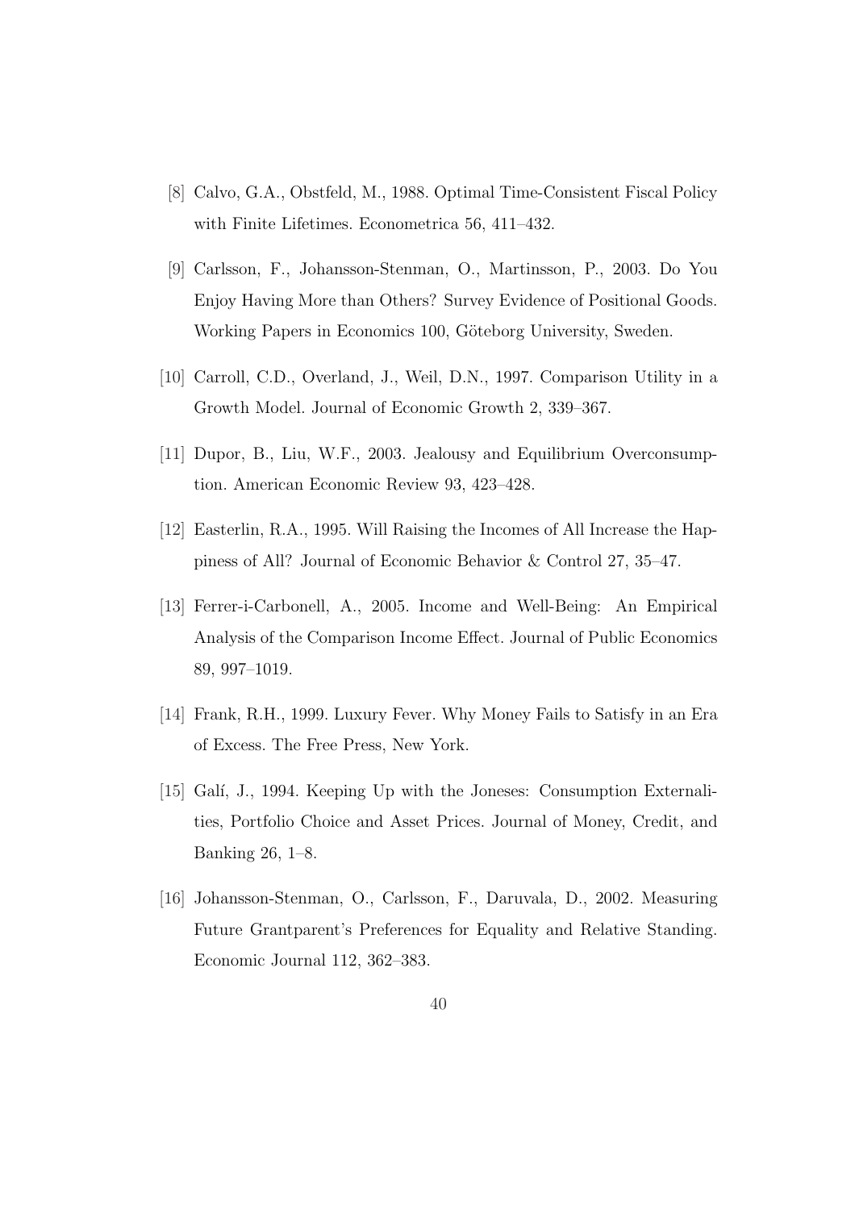[8] Calvo, G.A., Obstfeld, M., 1988. Optimal Time-Consistent Fiscal Policy with Finite Lifetimes. Econometrica 56, 411–432.

[9] Carlsson, F., Johansson-Stenman, O., Martinsson, P., 2003. Do You Enjoy Having More than Others? Survey Evidence of Positional Goods. Working Papers in Economics 100, Göteborg University, Sweden.

[10] Carroll, C.D., Overland, J., Weil, D.N., 1997. Comparison Utility in a Growth Model. Journal of Economic Growth 2, 339–367.

[11] Dupor, B., Liu, W.F., 2003. Jealousy and Equilibrium Overconsumption. American Economic Review 93, 423–428.

[12] Easterlin, R.A., 1995. Will Raising the Incomes of All Increase the Happiness of All? Journal of Economic Behavior & Control 27, 35–47.

[13] Ferrer-i-Carbonell, A., 2005. Income and Well-Being: An Empirical Analysis of the Comparison Income Effect. Journal of Public Economics 89, 997–1019.

[14] Frank, R.H., 1999. Luxury Fever. Why Money Fails to Satisfy in an Era of Excess. The Free Press, New York.

[15] Galí, J., 1994. Keeping Up with the Joneses: Consumption Externalities, Portfolio Choice and Asset Prices. Journal of Money, Credit, and Banking 26, 1–8.

[16] Johansson-Stenman, O., Carlsson, F., Daruvala, D., 2002. Measuring Future Grantparent's Preferences for Equality and Relative Standing. Economic Journal 112, 362–383.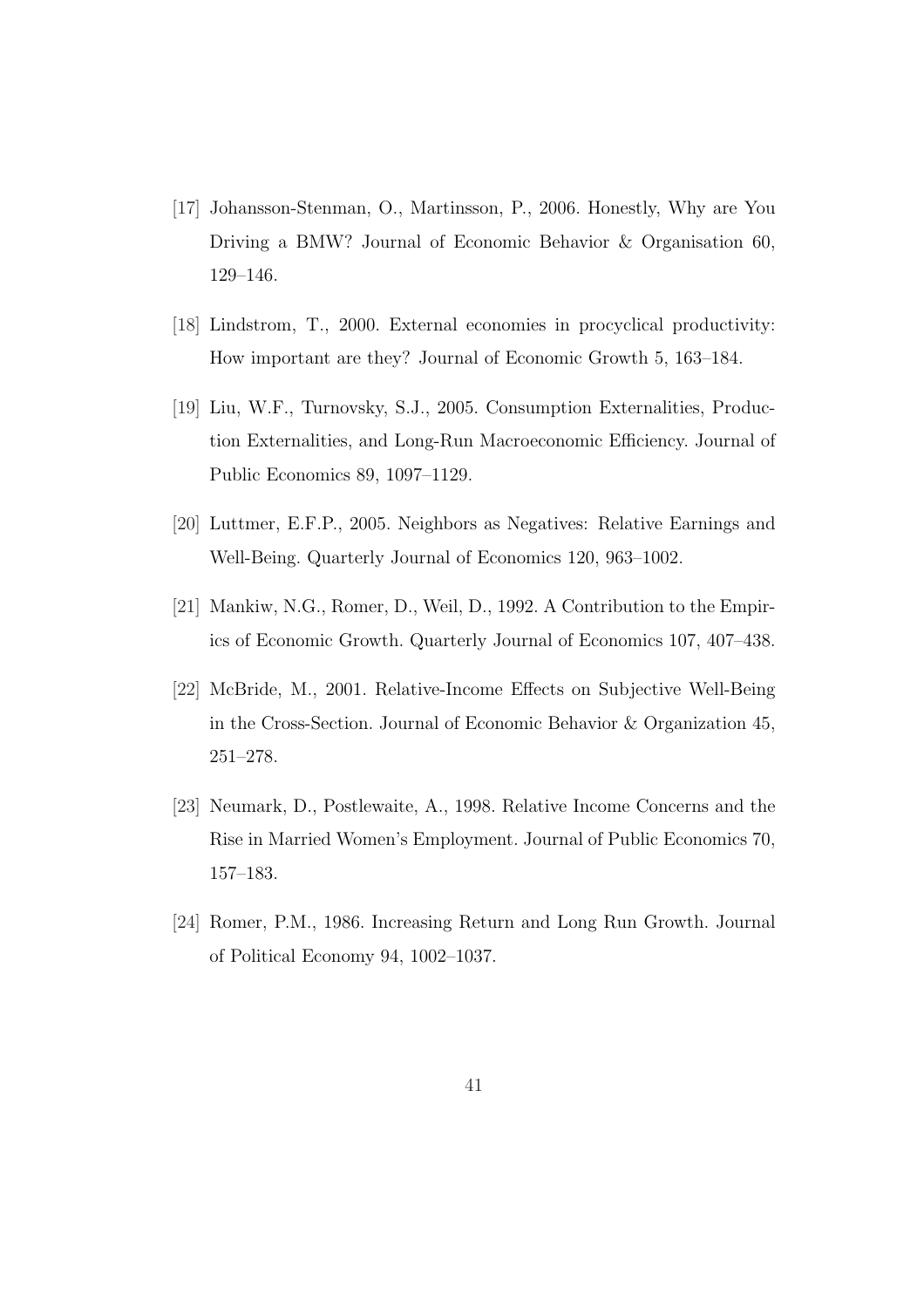[17] Johansson-Stenman, O., Martinsson, P., 2006. Honestly, Why are You Driving a BMW? Journal of Economic Behavior & Organisation 60, 129–146.

[18] Lindstrom, T., 2000. External economies in procyclical productivity: How important are they? Journal of Economic Growth 5, 163–184.

[19] Liu, W.F., Turnovsky, S.J., 2005. Consumption Externalities, Production Externalities, and Long-Run Macroeconomic Efficiency. Journal of Public Economics 89, 1097–1129.

[20] Luttmer, E.F.P., 2005. Neighbors as Negatives: Relative Earnings and Well-Being. Quarterly Journal of Economics 120, 963–1002.

[21] Mankiw, N.G., Romer, D., Weil, D., 1992. A Contribution to the Empirics of Economic Growth. Quarterly Journal of Economics 107, 407–438.

[22] McBride, M., 2001. Relative-Income Effects on Subjective Well-Being in the Cross-Section. Journal of Economic Behavior & Organization 45, 251–278.

[23] Neumark, D., Postlewaite, A., 1998. Relative Income Concerns and the Rise in Married Women's Employment. Journal of Public Economics 70, 157–183.

[24] Romer, P.M., 1986. Increasing Return and Long Run Growth. Journal of Political Economy 94, 1002–1037.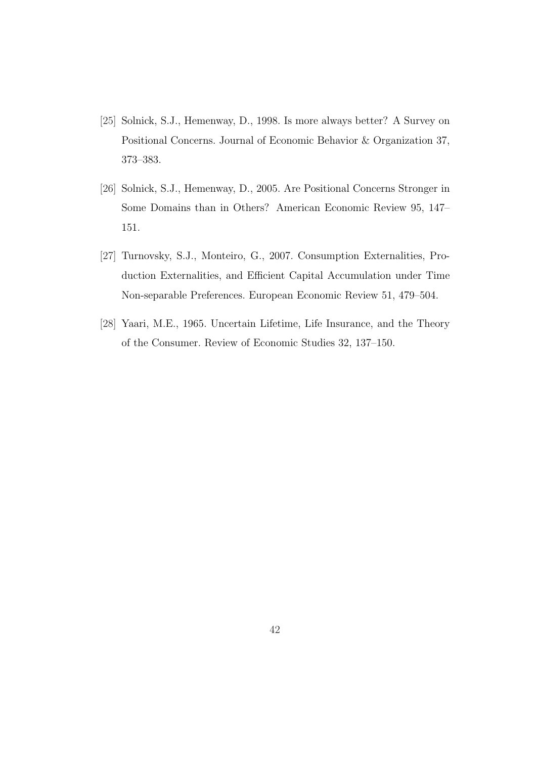[25] Solnick, S.J., Hemenway, D., 1998. Is more always better? A Survey on Positional Concerns. Journal of Economic Behavior & Organization 37, 373–383.

[26] Solnick, S.J., Hemenway, D., 2005. Are Positional Concerns Stronger in Some Domains than in Others? American Economic Review 95, 147–151.

[27] Turnovsky, S.J., Monteiro, G., 2007. Consumption Externalities, Production Externalities, and Efficient Capital Accumulation under Time Non-separable Preferences. European Economic Review 51, 479–504.

[28] Yaari, M.E., 1965. Uncertain Lifetime, Life Insurance, and the Theory of the Consumer. Review of Economic Studies 32, 137–150.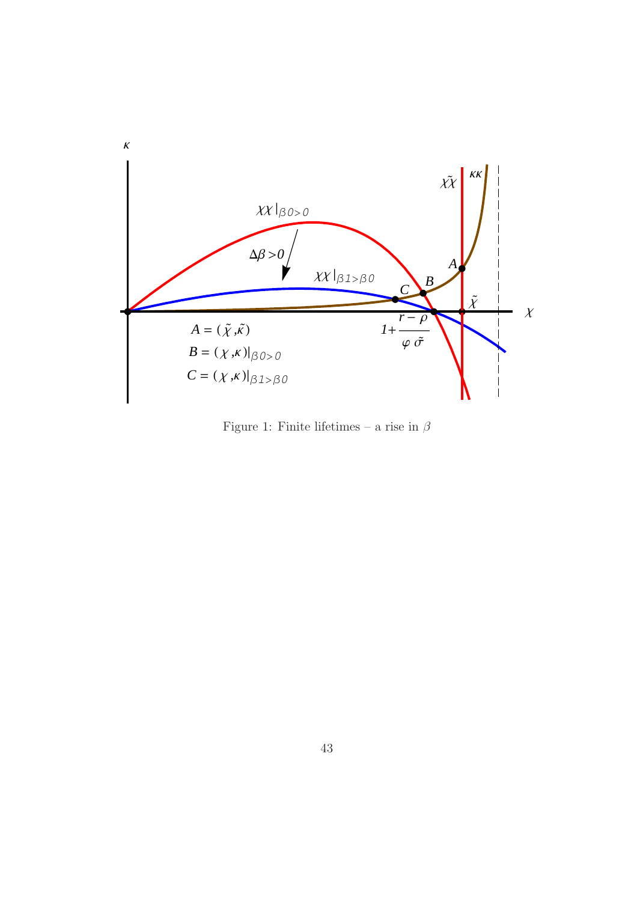Figure 1: Finite lifetimes – a rise in $\beta$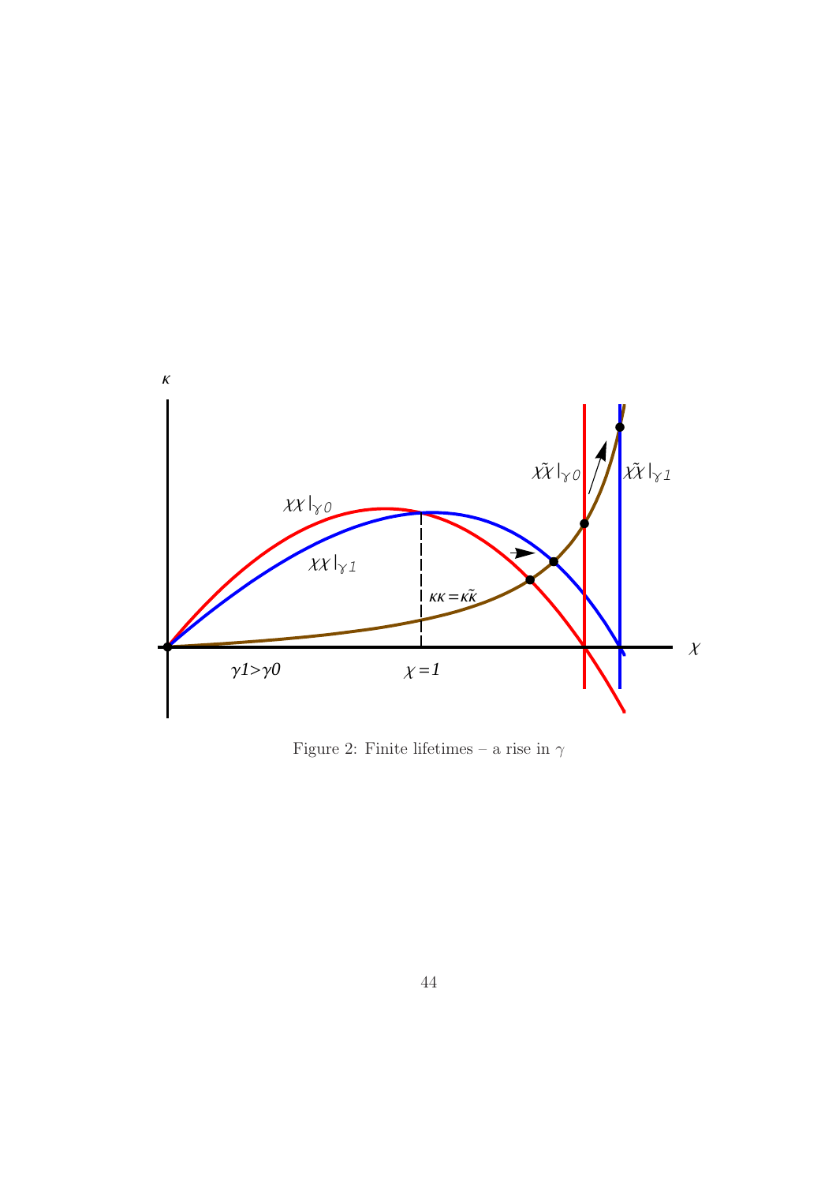$\kappa$

$\chi\chi|_{\gamma 0}$

$\chi\chi|_{\gamma 1}$

$\tilde{\chi}\chi|_{\gamma 0}$

$\tilde{\chi}\chi|_{\gamma 1}$

$\kappa\kappa = \kappa\tilde{\kappa}$

$\chi$

$\gamma 1 > \gamma 0$

$\chi = 1$

Figure 2: Finite lifetimes – a rise in $\gamma$